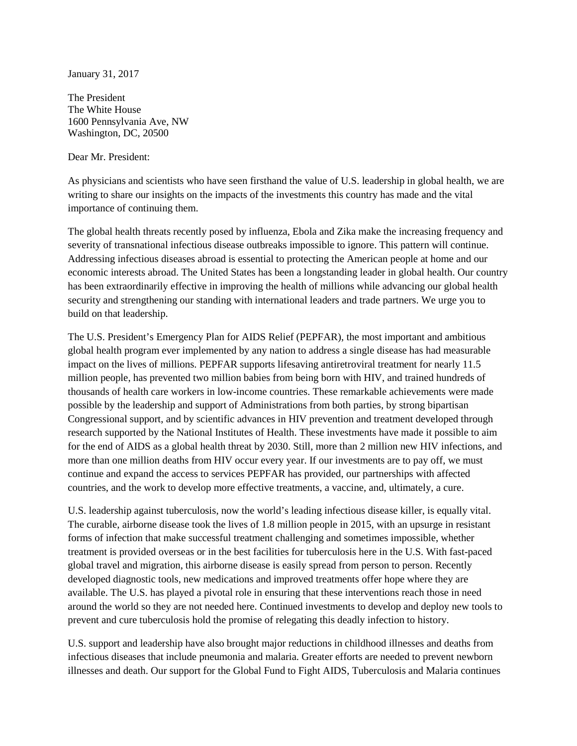January 31, 2017

The President
The White House
1600 Pennsylvania Ave, NW
Washington, DC, 20500

Dear Mr. President:

As physicians and scientists who have seen firsthand the value of U.S. leadership in global health, we are writing to share our insights on the impacts of the investments this country has made and the vital importance of continuing them.

The global health threats recently posed by influenza, Ebola and Zika make the increasing frequency and severity of transnational infectious disease outbreaks impossible to ignore. This pattern will continue. Addressing infectious diseases abroad is essential to protecting the American people at home and our economic interests abroad. The United States has been a longstanding leader in global health. Our country has been extraordinarily effective in improving the health of millions while advancing our global health security and strengthening our standing with international leaders and trade partners. We urge you to build on that leadership.

The U.S. President's Emergency Plan for AIDS Relief (PEPFAR), the most important and ambitious global health program ever implemented by any nation to address a single disease has had measurable impact on the lives of millions. PEPFAR supports lifesaving antiretroviral treatment for nearly 11.5 million people, has prevented two million babies from being born with HIV, and trained hundreds of thousands of health care workers in low-income countries. These remarkable achievements were made possible by the leadership and support of Administrations from both parties, by strong bipartisan Congressional support, and by scientific advances in HIV prevention and treatment developed through research supported by the National Institutes of Health. These investments have made it possible to aim for the end of AIDS as a global health threat by 2030. Still, more than 2 million new HIV infections, and more than one million deaths from HIV occur every year. If our investments are to pay off, we must continue and expand the access to services PEPFAR has provided, our partnerships with affected countries, and the work to develop more effective treatments, a vaccine, and, ultimately, a cure.

U.S. leadership against tuberculosis, now the world's leading infectious disease killer, is equally vital. The curable, airborne disease took the lives of 1.8 million people in 2015, with an upsurge in resistant forms of infection that make successful treatment challenging and sometimes impossible, whether treatment is provided overseas or in the best facilities for tuberculosis here in the U.S. With fast-paced global travel and migration, this airborne disease is easily spread from person to person. Recently developed diagnostic tools, new medications and improved treatments offer hope where they are available. The U.S. has played a pivotal role in ensuring that these interventions reach those in need around the world so they are not needed here. Continued investments to develop and deploy new tools to prevent and cure tuberculosis hold the promise of relegating this deadly infection to history.

U.S. support and leadership have also brought major reductions in childhood illnesses and deaths from infectious diseases that include pneumonia and malaria. Greater efforts are needed to prevent newborn illnesses and death. Our support for the Global Fund to Fight AIDS, Tuberculosis and Malaria continues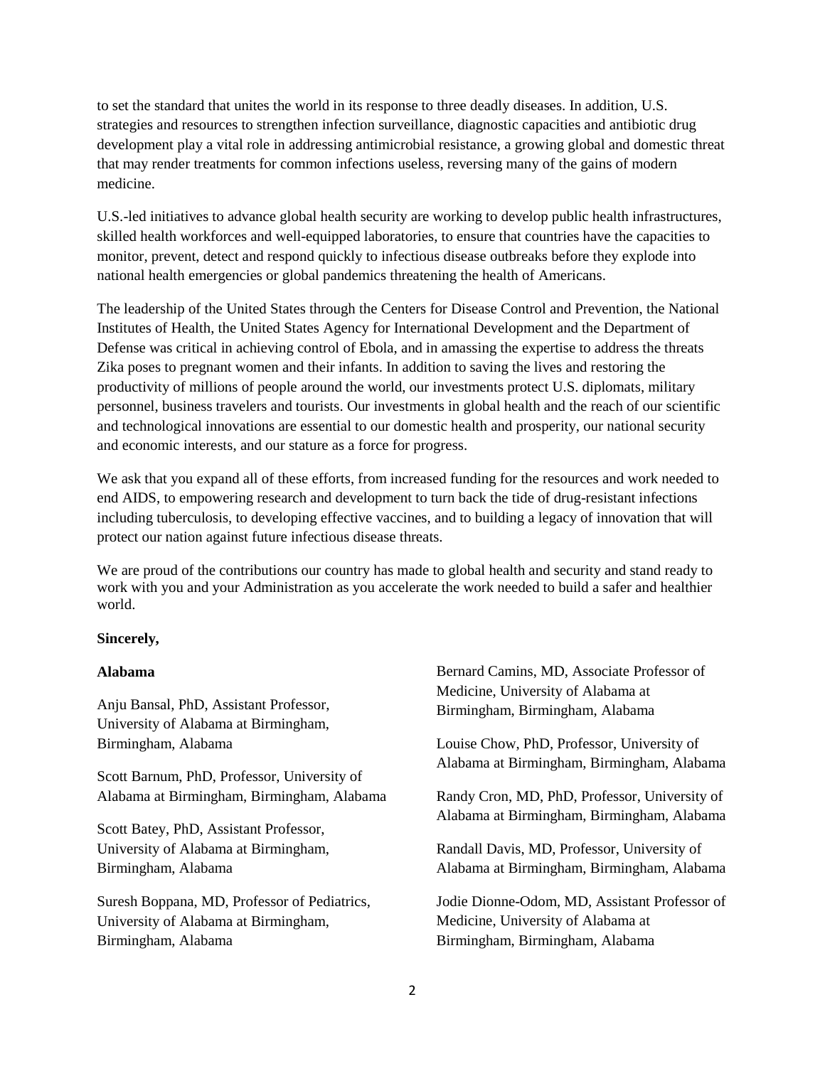to set the standard that unites the world in its response to three deadly diseases. In addition, U.S. strategies and resources to strengthen infection surveillance, diagnostic capacities and antibiotic drug development play a vital role in addressing antimicrobial resistance, a growing global and domestic threat that may render treatments for common infections useless, reversing many of the gains of modern medicine.

U.S.-led initiatives to advance global health security are working to develop public health infrastructures, skilled health workforces and well-equipped laboratories, to ensure that countries have the capacities to monitor, prevent, detect and respond quickly to infectious disease outbreaks before they explode into national health emergencies or global pandemics threatening the health of Americans.

The leadership of the United States through the Centers for Disease Control and Prevention, the National Institutes of Health, the United States Agency for International Development and the Department of Defense was critical in achieving control of Ebola, and in amassing the expertise to address the threats Zika poses to pregnant women and their infants. In addition to saving the lives and restoring the productivity of millions of people around the world, our investments protect U.S. diplomats, military personnel, business travelers and tourists. Our investments in global health and the reach of our scientific and technological innovations are essential to our domestic health and prosperity, our national security and economic interests, and our stature as a force for progress.

We ask that you expand all of these efforts, from increased funding for the resources and work needed to end AIDS, to empowering research and development to turn back the tide of drug-resistant infections including tuberculosis, to developing effective vaccines, and to building a legacy of innovation that will protect our nation against future infectious disease threats.

We are proud of the contributions our country has made to global health and security and stand ready to work with you and your Administration as you accelerate the work needed to build a safer and healthier world.

**Sincerely,**

**Alabama**

Anju Bansal, PhD, Assistant Professor, University of Alabama at Birmingham, Birmingham, Alabama

Scott Barnum, PhD, Professor, University of Alabama at Birmingham, Birmingham, Alabama

Scott Batey, PhD, Assistant Professor, University of Alabama at Birmingham, Birmingham, Alabama

Suresh Boppana, MD, Professor of Pediatrics, University of Alabama at Birmingham, Birmingham, Alabama

Bernard Camins, MD, Associate Professor of Medicine, University of Alabama at Birmingham, Birmingham, Alabama

Louise Chow, PhD, Professor, University of Alabama at Birmingham, Birmingham, Alabama

Randy Cron, MD, PhD, Professor, University of Alabama at Birmingham, Birmingham, Alabama

Randall Davis, MD, Professor, University of Alabama at Birmingham, Birmingham, Alabama

Jodie Dionne-Odom, MD, Assistant Professor of Medicine, University of Alabama at Birmingham, Birmingham, Alabama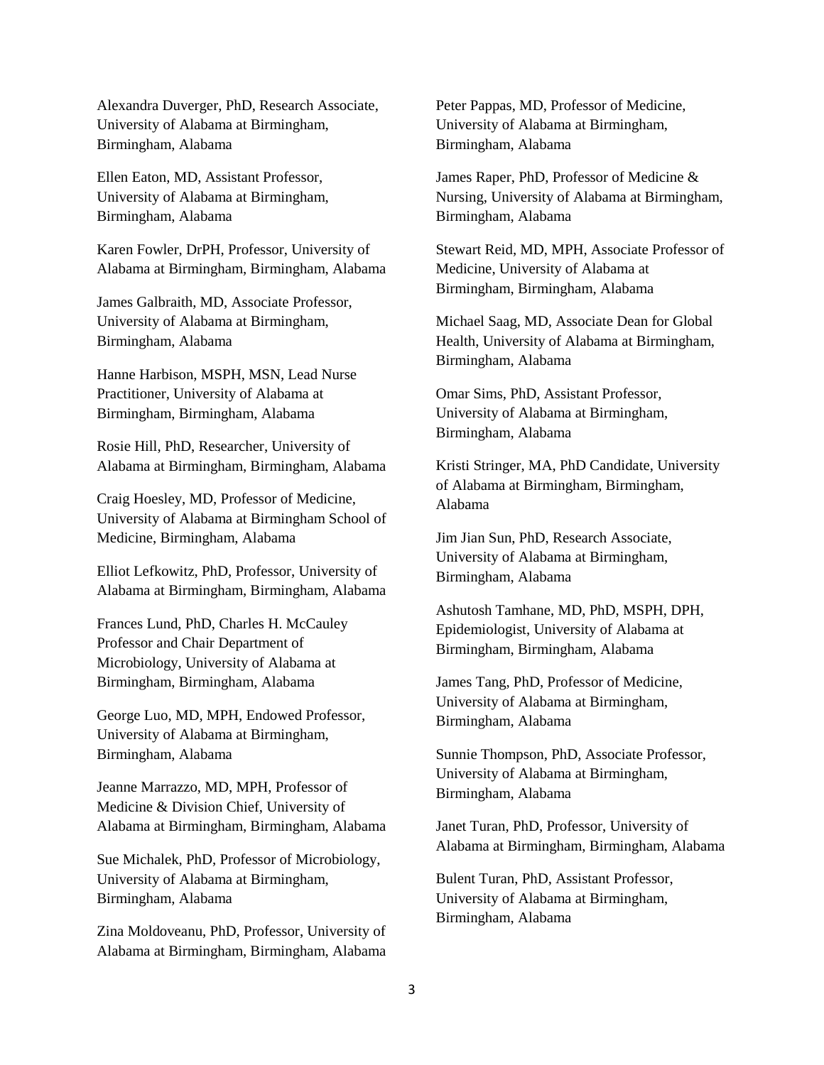Alexandra Duverger, PhD, Research Associate, University of Alabama at Birmingham, Birmingham, Alabama

Ellen Eaton, MD, Assistant Professor, University of Alabama at Birmingham, Birmingham, Alabama

Karen Fowler, DrPH, Professor, University of Alabama at Birmingham, Birmingham, Alabama

James Galbraith, MD, Associate Professor, University of Alabama at Birmingham, Birmingham, Alabama

Hanne Harbison, MSPH, MSN, Lead Nurse Practitioner, University of Alabama at Birmingham, Birmingham, Alabama

Rosie Hill, PhD, Researcher, University of Alabama at Birmingham, Birmingham, Alabama

Craig Hoesley, MD, Professor of Medicine, University of Alabama at Birmingham School of Medicine, Birmingham, Alabama

Elliot Lefkowitz, PhD, Professor, University of Alabama at Birmingham, Birmingham, Alabama

Frances Lund, PhD, Charles H. McCauley Professor and Chair Department of Microbiology, University of Alabama at Birmingham, Birmingham, Alabama

George Luo, MD, MPH, Endowed Professor, University of Alabama at Birmingham, Birmingham, Alabama

Jeanne Marrazzo, MD, MPH, Professor of Medicine & Division Chief, University of Alabama at Birmingham, Birmingham, Alabama

Sue Michalek, PhD, Professor of Microbiology, University of Alabama at Birmingham, Birmingham, Alabama

Zina Moldoveanu, PhD, Professor, University of Alabama at Birmingham, Birmingham, Alabama

Peter Pappas, MD, Professor of Medicine, University of Alabama at Birmingham, Birmingham, Alabama

James Raper, PhD, Professor of Medicine & Nursing, University of Alabama at Birmingham, Birmingham, Alabama

Stewart Reid, MD, MPH, Associate Professor of Medicine, University of Alabama at Birmingham, Birmingham, Alabama

Michael Saag, MD, Associate Dean for Global Health, University of Alabama at Birmingham, Birmingham, Alabama

Omar Sims, PhD, Assistant Professor, University of Alabama at Birmingham, Birmingham, Alabama

Kristi Stringer, MA, PhD Candidate, University of Alabama at Birmingham, Birmingham, Alabama

Jim Jian Sun, PhD, Research Associate, University of Alabama at Birmingham, Birmingham, Alabama

Ashutosh Tamhane, MD, PhD, MSPH, DPH, Epidemiologist, University of Alabama at Birmingham, Birmingham, Alabama

James Tang, PhD, Professor of Medicine, University of Alabama at Birmingham, Birmingham, Alabama

Sunnie Thompson, PhD, Associate Professor, University of Alabama at Birmingham, Birmingham, Alabama

Janet Turan, PhD, Professor, University of Alabama at Birmingham, Birmingham, Alabama

Bulent Turan, PhD, Assistant Professor, University of Alabama at Birmingham, Birmingham, Alabama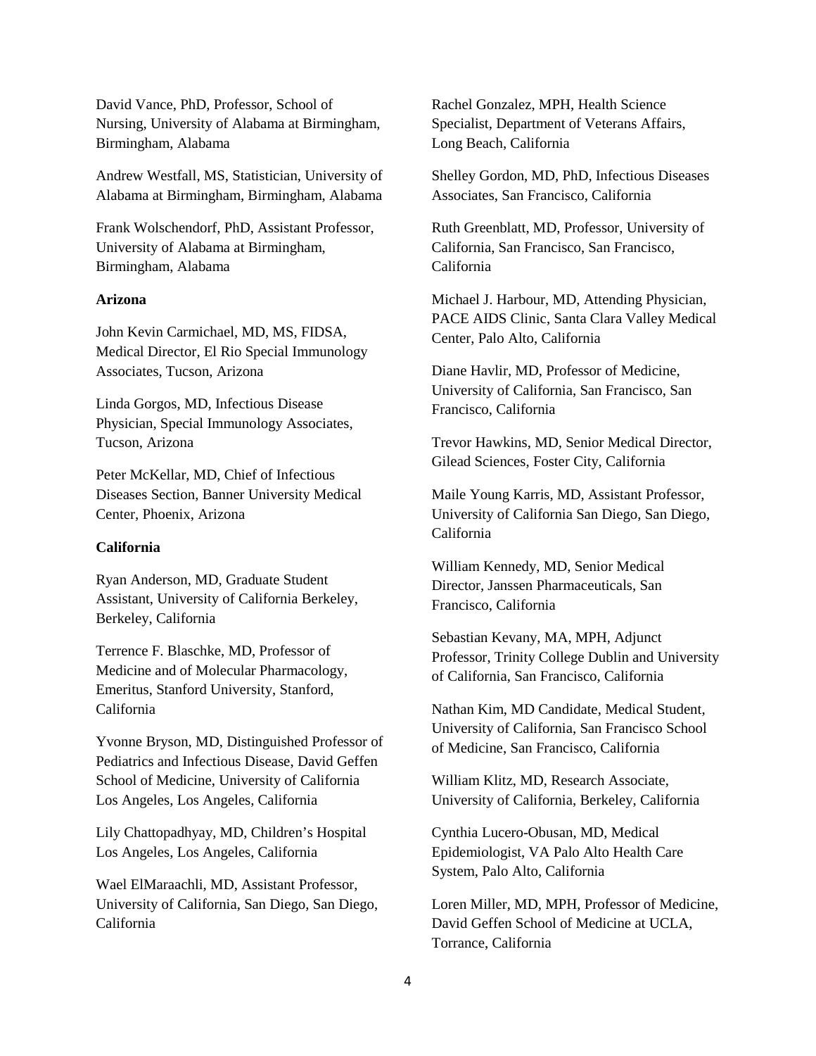David Vance, PhD, Professor, School of Nursing, University of Alabama at Birmingham, Birmingham, Alabama

Andrew Westfall, MS, Statistician, University of Alabama at Birmingham, Birmingham, Alabama

Frank Wolschendorf, PhD, Assistant Professor, University of Alabama at Birmingham, Birmingham, Alabama

**Arizona**

John Kevin Carmichael, MD, MS, FIDSA, Medical Director, El Rio Special Immunology Associates, Tucson, Arizona

Linda Gorgos, MD, Infectious Disease Physician, Special Immunology Associates, Tucson, Arizona

Peter McKellar, MD, Chief of Infectious Diseases Section, Banner University Medical Center, Phoenix, Arizona

**California**

Ryan Anderson, MD, Graduate Student Assistant, University of California Berkeley, Berkeley, California

Terrence F. Blaschke, MD, Professor of Medicine and of Molecular Pharmacology, Emeritus, Stanford University, Stanford, California

Yvonne Bryson, MD, Distinguished Professor of Pediatrics and Infectious Disease, David Geffen School of Medicine, University of California Los Angeles, Los Angeles, California

Lily Chattopadhyay, MD, Children's Hospital Los Angeles, Los Angeles, California

Wael ElMaraachli, MD, Assistant Professor, University of California, San Diego, San Diego, California

Rachel Gonzalez, MPH, Health Science Specialist, Department of Veterans Affairs, Long Beach, California

Shelley Gordon, MD, PhD, Infectious Diseases Associates, San Francisco, California

Ruth Greenblatt, MD, Professor, University of California, San Francisco, San Francisco, California

Michael J. Harbour, MD, Attending Physician, PACE AIDS Clinic, Santa Clara Valley Medical Center, Palo Alto, California

Diane Havlir, MD, Professor of Medicine, University of California, San Francisco, San Francisco, California

Trevor Hawkins, MD, Senior Medical Director, Gilead Sciences, Foster City, California

Maile Young Karris, MD, Assistant Professor, University of California San Diego, San Diego, California

William Kennedy, MD, Senior Medical Director, Janssen Pharmaceuticals, San Francisco, California

Sebastian Kevany, MA, MPH, Adjunct Professor, Trinity College Dublin and University of California, San Francisco, California

Nathan Kim, MD Candidate, Medical Student, University of California, San Francisco School of Medicine, San Francisco, California

William Klitz, MD, Research Associate, University of California, Berkeley, California

Cynthia Lucero-Obusan, MD, Medical Epidemiologist, VA Palo Alto Health Care System, Palo Alto, California

Loren Miller, MD, MPH, Professor of Medicine, David Geffen School of Medicine at UCLA, Torrance, California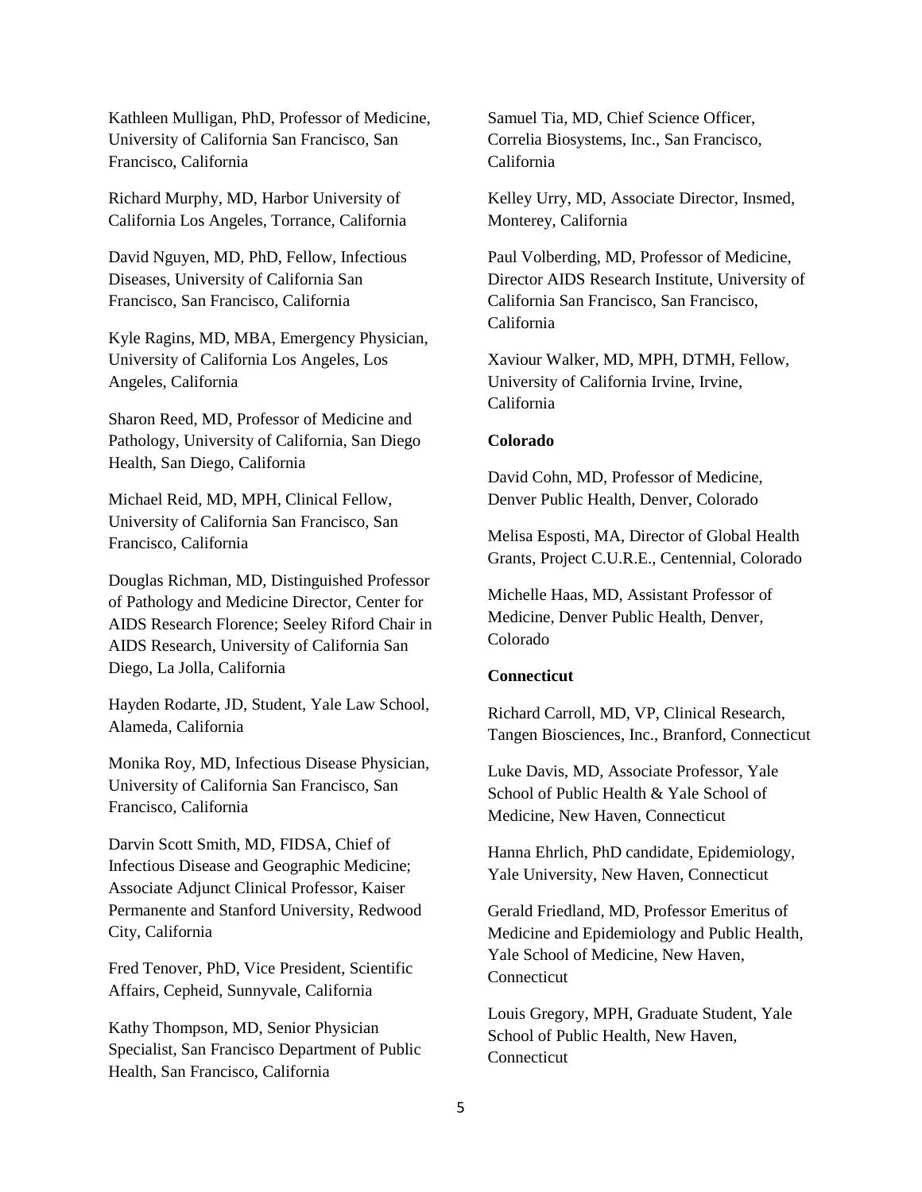Kathleen Mulligan, PhD, Professor of Medicine, University of California San Francisco, San Francisco, California

Richard Murphy, MD, Harbor University of California Los Angeles, Torrance, California

David Nguyen, MD, PhD, Fellow, Infectious Diseases, University of California San Francisco, San Francisco, California

Kyle Ragins, MD, MBA, Emergency Physician, University of California Los Angeles, Los Angeles, California

Sharon Reed, MD, Professor of Medicine and Pathology, University of California, San Diego Health, San Diego, California

Michael Reid, MD, MPH, Clinical Fellow, University of California San Francisco, San Francisco, California

Douglas Richman, MD, Distinguished Professor of Pathology and Medicine Director, Center for AIDS Research Florence; Seeley Riford Chair in AIDS Research, University of California San Diego, La Jolla, California

Hayden Rodarte, JD, Student, Yale Law School, Alameda, California

Monika Roy, MD, Infectious Disease Physician, University of California San Francisco, San Francisco, California

Darvin Scott Smith, MD, FIDSA, Chief of Infectious Disease and Geographic Medicine; Associate Adjunct Clinical Professor, Kaiser Permanente and Stanford University, Redwood City, California

Fred Tenover, PhD, Vice President, Scientific Affairs, Cepheid, Sunnyvale, California

Kathy Thompson, MD, Senior Physician Specialist, San Francisco Department of Public Health, San Francisco, California

Samuel Tia, MD, Chief Science Officer, Correlia Biosystems, Inc., San Francisco, California

Kelley Urry, MD, Associate Director, Insmed, Monterey, California

Paul Volberding, MD, Professor of Medicine, Director AIDS Research Institute, University of California San Francisco, San Francisco, California

Xaviour Walker, MD, MPH, DTMH, Fellow, University of California Irvine, Irvine, California

**Colorado**

David Cohn, MD, Professor of Medicine, Denver Public Health, Denver, Colorado

Melisa Esposti, MA, Director of Global Health Grants, Project C.U.R.E., Centennial, Colorado

Michelle Haas, MD, Assistant Professor of Medicine, Denver Public Health, Denver, Colorado

**Connecticut**

Richard Carroll, MD, VP, Clinical Research, Tangen Biosciences, Inc., Branford, Connecticut

Luke Davis, MD, Associate Professor, Yale School of Public Health & Yale School of Medicine, New Haven, Connecticut

Hanna Ehrlich, PhD candidate, Epidemiology, Yale University, New Haven, Connecticut

Gerald Friedland, MD, Professor Emeritus of Medicine and Epidemiology and Public Health, Yale School of Medicine, New Haven, Connecticut

Louis Gregory, MPH, Graduate Student, Yale School of Public Health, New Haven, Connecticut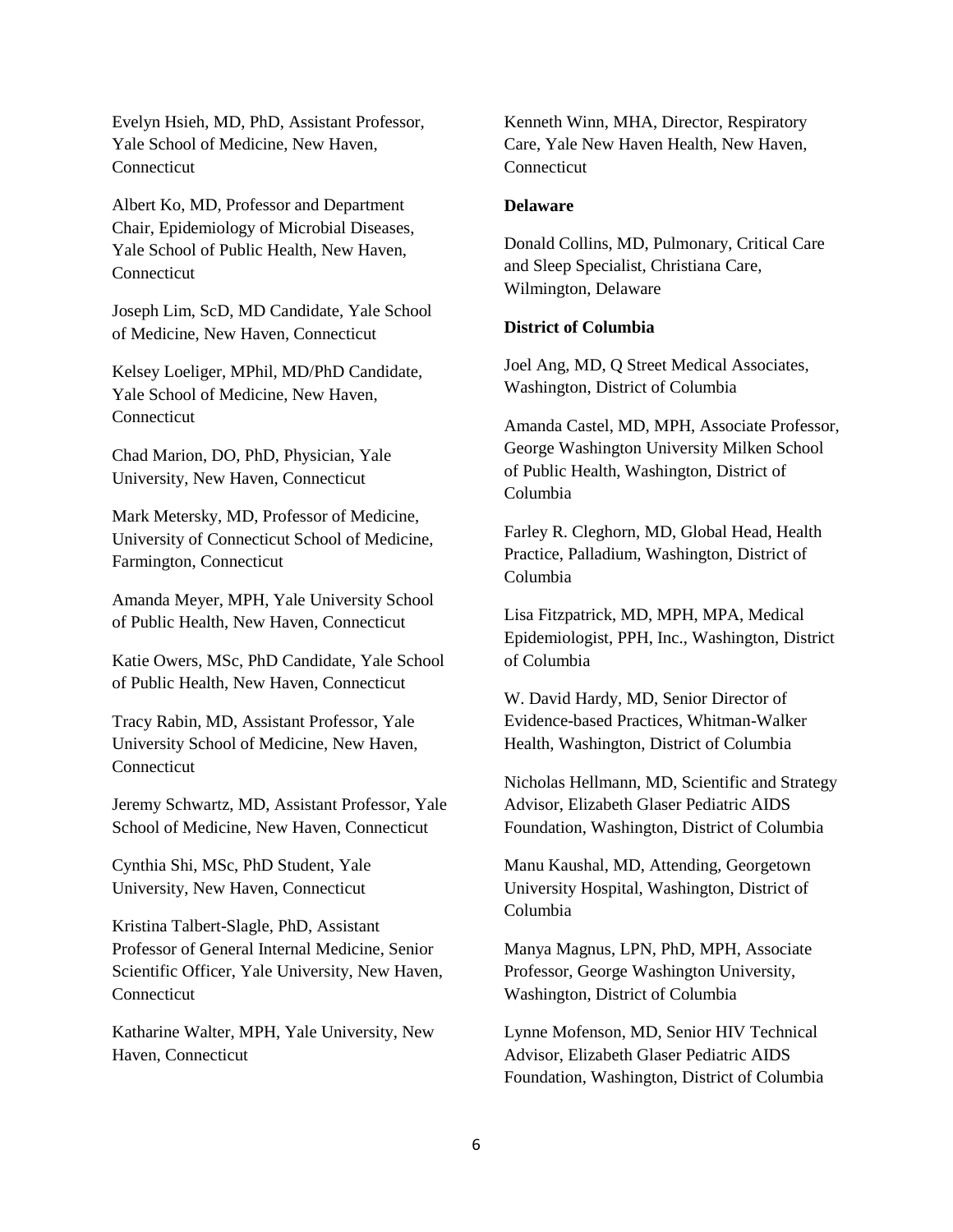Evelyn Hsieh, MD, PhD, Assistant Professor, Yale School of Medicine, New Haven, Connecticut

Albert Ko, MD, Professor and Department Chair, Epidemiology of Microbial Diseases, Yale School of Public Health, New Haven, Connecticut

Joseph Lim, ScD, MD Candidate, Yale School of Medicine, New Haven, Connecticut

Kelsey Loeliger, MPhil, MD/PhD Candidate, Yale School of Medicine, New Haven, Connecticut

Chad Marion, DO, PhD, Physician, Yale University, New Haven, Connecticut

Mark Metersky, MD, Professor of Medicine, University of Connecticut School of Medicine, Farmington, Connecticut

Amanda Meyer, MPH, Yale University School of Public Health, New Haven, Connecticut

Katie Owers, MSc, PhD Candidate, Yale School of Public Health, New Haven, Connecticut

Tracy Rabin, MD, Assistant Professor, Yale University School of Medicine, New Haven, Connecticut

Jeremy Schwartz, MD, Assistant Professor, Yale School of Medicine, New Haven, Connecticut

Cynthia Shi, MSc, PhD Student, Yale University, New Haven, Connecticut

Kristina Talbert-Slagle, PhD, Assistant Professor of General Internal Medicine, Senior Scientific Officer, Yale University, New Haven, Connecticut

Katharine Walter, MPH, Yale University, New Haven, Connecticut

Kenneth Winn, MHA, Director, Respiratory Care, Yale New Haven Health, New Haven, Connecticut

**Delaware**

Donald Collins, MD, Pulmonary, Critical Care and Sleep Specialist, Christiana Care, Wilmington, Delaware

**District of Columbia**

Joel Ang, MD, Q Street Medical Associates, Washington, District of Columbia

Amanda Castel, MD, MPH, Associate Professor, George Washington University Milken School of Public Health, Washington, District of Columbia

Farley R. Cleghorn, MD, Global Head, Health Practice, Palladium, Washington, District of Columbia

Lisa Fitzpatrick, MD, MPH, MPA, Medical Epidemiologist, PPH, Inc., Washington, District of Columbia

W. David Hardy, MD, Senior Director of Evidence-based Practices, Whitman-Walker Health, Washington, District of Columbia

Nicholas Hellmann, MD, Scientific and Strategy Advisor, Elizabeth Glaser Pediatric AIDS Foundation, Washington, District of Columbia

Manu Kaushal, MD, Attending, Georgetown University Hospital, Washington, District of Columbia

Manya Magnus, LPN, PhD, MPH, Associate Professor, George Washington University, Washington, District of Columbia

Lynne Mofenson, MD, Senior HIV Technical Advisor, Elizabeth Glaser Pediatric AIDS Foundation, Washington, District of Columbia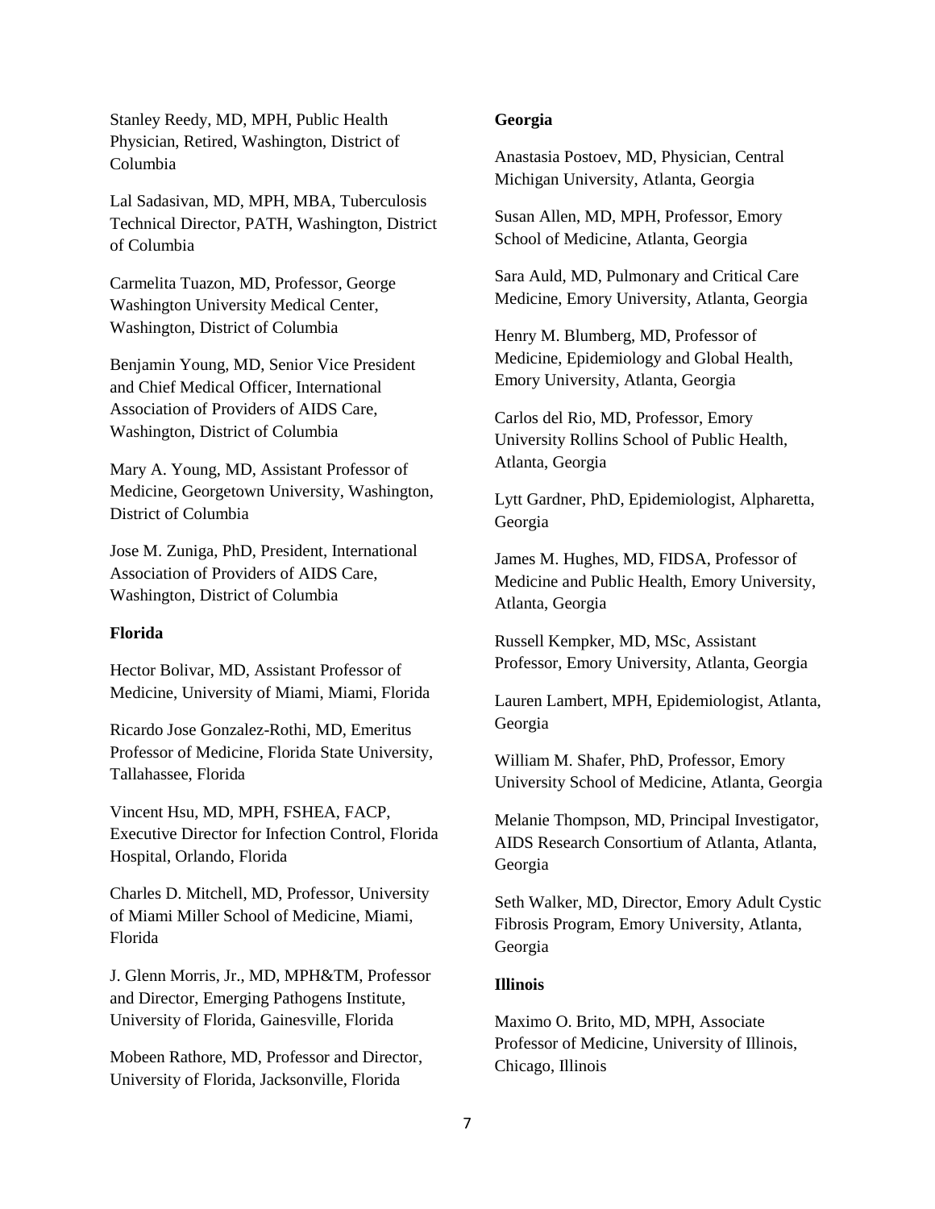Stanley Reedy, MD, MPH, Public Health Physician, Retired, Washington, District of Columbia

Lal Sadasivan, MD, MPH, MBA, Tuberculosis Technical Director, PATH, Washington, District of Columbia

Carmelita Tuazon, MD, Professor, George Washington University Medical Center, Washington, District of Columbia

Benjamin Young, MD, Senior Vice President and Chief Medical Officer, International Association of Providers of AIDS Care, Washington, District of Columbia

Mary A. Young, MD, Assistant Professor of Medicine, Georgetown University, Washington, District of Columbia

Jose M. Zuniga, PhD, President, International Association of Providers of AIDS Care, Washington, District of Columbia

**Florida**

Hector Bolivar, MD, Assistant Professor of Medicine, University of Miami, Miami, Florida

Ricardo Jose Gonzalez-Rothi, MD, Emeritus Professor of Medicine, Florida State University, Tallahassee, Florida

Vincent Hsu, MD, MPH, FSHEA, FACP, Executive Director for Infection Control, Florida Hospital, Orlando, Florida

Charles D. Mitchell, MD, Professor, University of Miami Miller School of Medicine, Miami, Florida

J. Glenn Morris, Jr., MD, MPH&TM, Professor and Director, Emerging Pathogens Institute, University of Florida, Gainesville, Florida

Mobeen Rathore, MD, Professor and Director, University of Florida, Jacksonville, Florida

**Georgia**

Anastasia Postoev, MD, Physician, Central Michigan University, Atlanta, Georgia

Susan Allen, MD, MPH, Professor, Emory School of Medicine, Atlanta, Georgia

Sara Auld, MD, Pulmonary and Critical Care Medicine, Emory University, Atlanta, Georgia

Henry M. Blumberg, MD, Professor of Medicine, Epidemiology and Global Health, Emory University, Atlanta, Georgia

Carlos del Rio, MD, Professor, Emory University Rollins School of Public Health, Atlanta, Georgia

Lytt Gardner, PhD, Epidemiologist, Alpharetta, Georgia

James M. Hughes, MD, FIDSA, Professor of Medicine and Public Health, Emory University, Atlanta, Georgia

Russell Kempker, MD, MSc, Assistant Professor, Emory University, Atlanta, Georgia

Lauren Lambert, MPH, Epidemiologist, Atlanta, Georgia

William M. Shafer, PhD, Professor, Emory University School of Medicine, Atlanta, Georgia

Melanie Thompson, MD, Principal Investigator, AIDS Research Consortium of Atlanta, Atlanta, Georgia

Seth Walker, MD, Director, Emory Adult Cystic Fibrosis Program, Emory University, Atlanta, Georgia

**Illinois**

Maximo O. Brito, MD, MPH, Associate Professor of Medicine, University of Illinois, Chicago, Illinois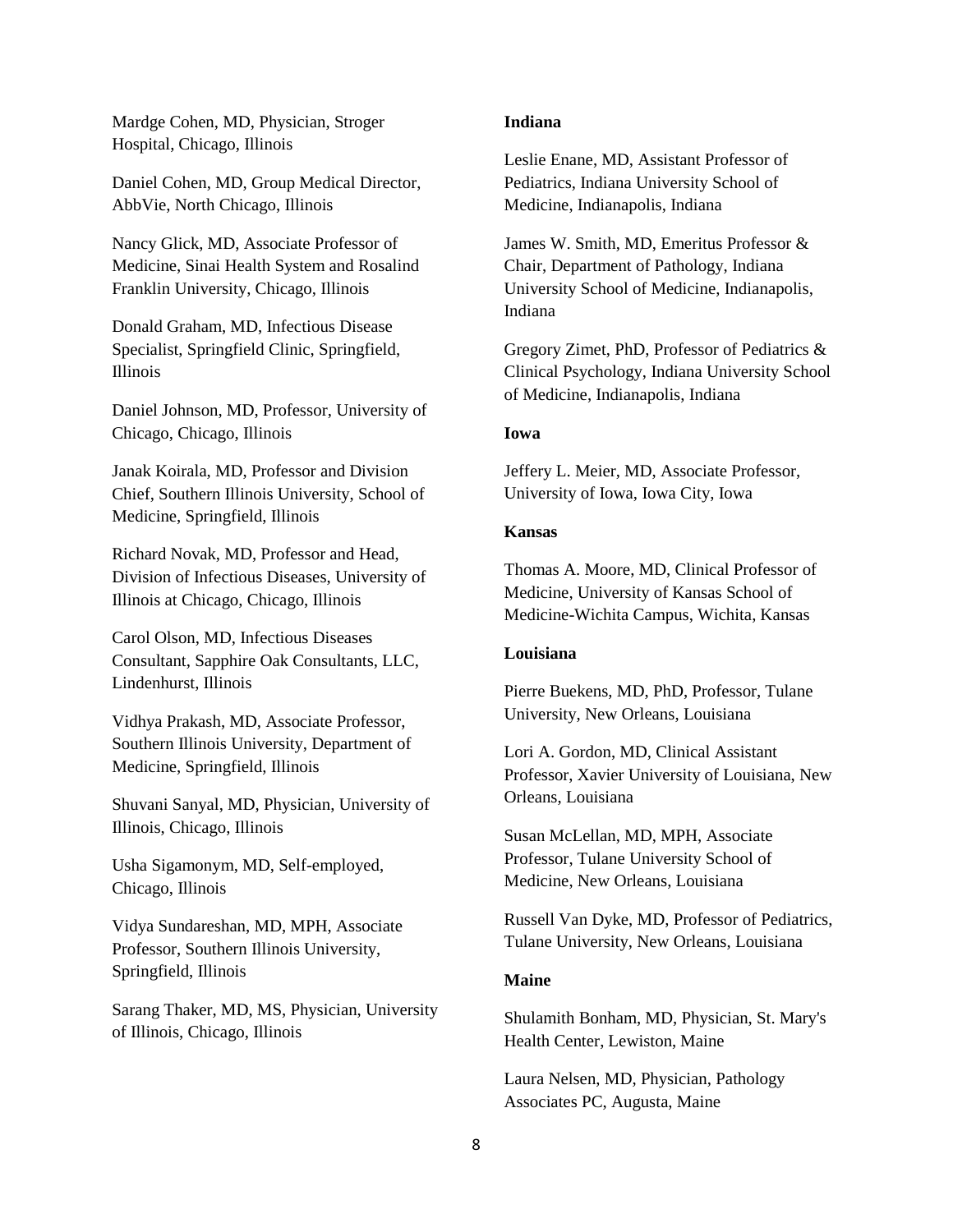Mardge Cohen, MD, Physician, Stroger Hospital, Chicago, Illinois

Daniel Cohen, MD, Group Medical Director, AbbVie, North Chicago, Illinois

Nancy Glick, MD, Associate Professor of Medicine, Sinai Health System and Rosalind Franklin University, Chicago, Illinois

Donald Graham, MD, Infectious Disease Specialist, Springfield Clinic, Springfield, Illinois

Daniel Johnson, MD, Professor, University of Chicago, Chicago, Illinois

Janak Koirala, MD, Professor and Division Chief, Southern Illinois University, School of Medicine, Springfield, Illinois

Richard Novak, MD, Professor and Head, Division of Infectious Diseases, University of Illinois at Chicago, Chicago, Illinois

Carol Olson, MD, Infectious Diseases Consultant, Sapphire Oak Consultants, LLC, Lindenhurst, Illinois

Vidhya Prakash, MD, Associate Professor, Southern Illinois University, Department of Medicine, Springfield, Illinois

Shuvani Sanyal, MD, Physician, University of Illinois, Chicago, Illinois

Usha Sigamonym, MD, Self-employed, Chicago, Illinois

Vidya Sundareshan, MD, MPH, Associate Professor, Southern Illinois University, Springfield, Illinois

Sarang Thaker, MD, MS, Physician, University of Illinois, Chicago, Illinois

**Indiana**

Leslie Enane, MD, Assistant Professor of Pediatrics, Indiana University School of Medicine, Indianapolis, Indiana

James W. Smith, MD, Emeritus Professor & Chair, Department of Pathology, Indiana University School of Medicine, Indianapolis, Indiana

Gregory Zimet, PhD, Professor of Pediatrics & Clinical Psychology, Indiana University School of Medicine, Indianapolis, Indiana

**Iowa**

Jeffery L. Meier, MD, Associate Professor, University of Iowa, Iowa City, Iowa

**Kansas**

Thomas A. Moore, MD, Clinical Professor of Medicine, University of Kansas School of Medicine-Wichita Campus, Wichita, Kansas

**Louisiana**

Pierre Buekens, MD, PhD, Professor, Tulane University, New Orleans, Louisiana

Lori A. Gordon, MD, Clinical Assistant Professor, Xavier University of Louisiana, New Orleans, Louisiana

Susan McLellan, MD, MPH, Associate Professor, Tulane University School of Medicine, New Orleans, Louisiana

Russell Van Dyke, MD, Professor of Pediatrics, Tulane University, New Orleans, Louisiana

**Maine**

Shulamith Bonham, MD, Physician, St. Mary's Health Center, Lewiston, Maine

Laura Nelsen, MD, Physician, Pathology Associates PC, Augusta, Maine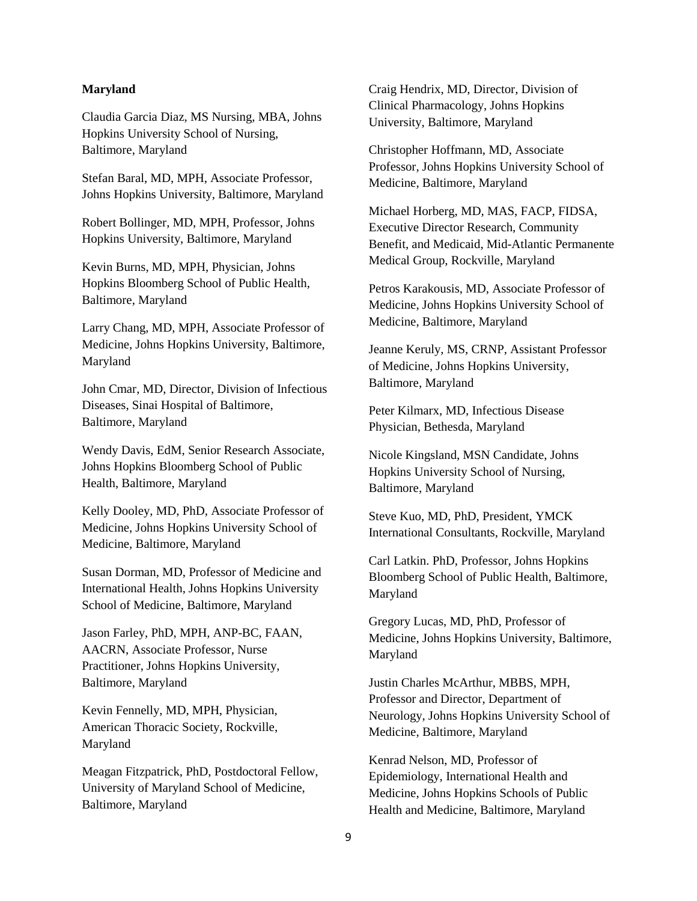**Maryland**

Claudia Garcia Diaz, MS Nursing, MBA, Johns Hopkins University School of Nursing, Baltimore, Maryland

Stefan Baral, MD, MPH, Associate Professor, Johns Hopkins University, Baltimore, Maryland

Robert Bollinger, MD, MPH, Professor, Johns Hopkins University, Baltimore, Maryland

Kevin Burns, MD, MPH, Physician, Johns Hopkins Bloomberg School of Public Health, Baltimore, Maryland

Larry Chang, MD, MPH, Associate Professor of Medicine, Johns Hopkins University, Baltimore, Maryland

John Cmar, MD, Director, Division of Infectious Diseases, Sinai Hospital of Baltimore, Baltimore, Maryland

Wendy Davis, EdM, Senior Research Associate, Johns Hopkins Bloomberg School of Public Health, Baltimore, Maryland

Kelly Dooley, MD, PhD, Associate Professor of Medicine, Johns Hopkins University School of Medicine, Baltimore, Maryland

Susan Dorman, MD, Professor of Medicine and International Health, Johns Hopkins University School of Medicine, Baltimore, Maryland

Jason Farley, PhD, MPH, ANP-BC, FAAN, AACRN, Associate Professor, Nurse Practitioner, Johns Hopkins University, Baltimore, Maryland

Kevin Fennelly, MD, MPH, Physician, American Thoracic Society, Rockville, Maryland

Meagan Fitzpatrick, PhD, Postdoctoral Fellow, University of Maryland School of Medicine, Baltimore, Maryland

Craig Hendrix, MD, Director, Division of Clinical Pharmacology, Johns Hopkins University, Baltimore, Maryland

Christopher Hoffmann, MD, Associate Professor, Johns Hopkins University School of Medicine, Baltimore, Maryland

Michael Horberg, MD, MAS, FACP, FIDSA, Executive Director Research, Community Benefit, and Medicaid, Mid-Atlantic Permanente Medical Group, Rockville, Maryland

Petros Karakousis, MD, Associate Professor of Medicine, Johns Hopkins University School of Medicine, Baltimore, Maryland

Jeanne Keruly, MS, CRNP, Assistant Professor of Medicine, Johns Hopkins University, Baltimore, Maryland

Peter Kilmarx, MD, Infectious Disease Physician, Bethesda, Maryland

Nicole Kingsland, MSN Candidate, Johns Hopkins University School of Nursing, Baltimore, Maryland

Steve Kuo, MD, PhD, President, YMCK International Consultants, Rockville, Maryland

Carl Latkin. PhD, Professor, Johns Hopkins Bloomberg School of Public Health, Baltimore, Maryland

Gregory Lucas, MD, PhD, Professor of Medicine, Johns Hopkins University, Baltimore, Maryland

Justin Charles McArthur, MBBS, MPH, Professor and Director, Department of Neurology, Johns Hopkins University School of Medicine, Baltimore, Maryland

Kenrad Nelson, MD, Professor of Epidemiology, International Health and Medicine, Johns Hopkins Schools of Public Health and Medicine, Baltimore, Maryland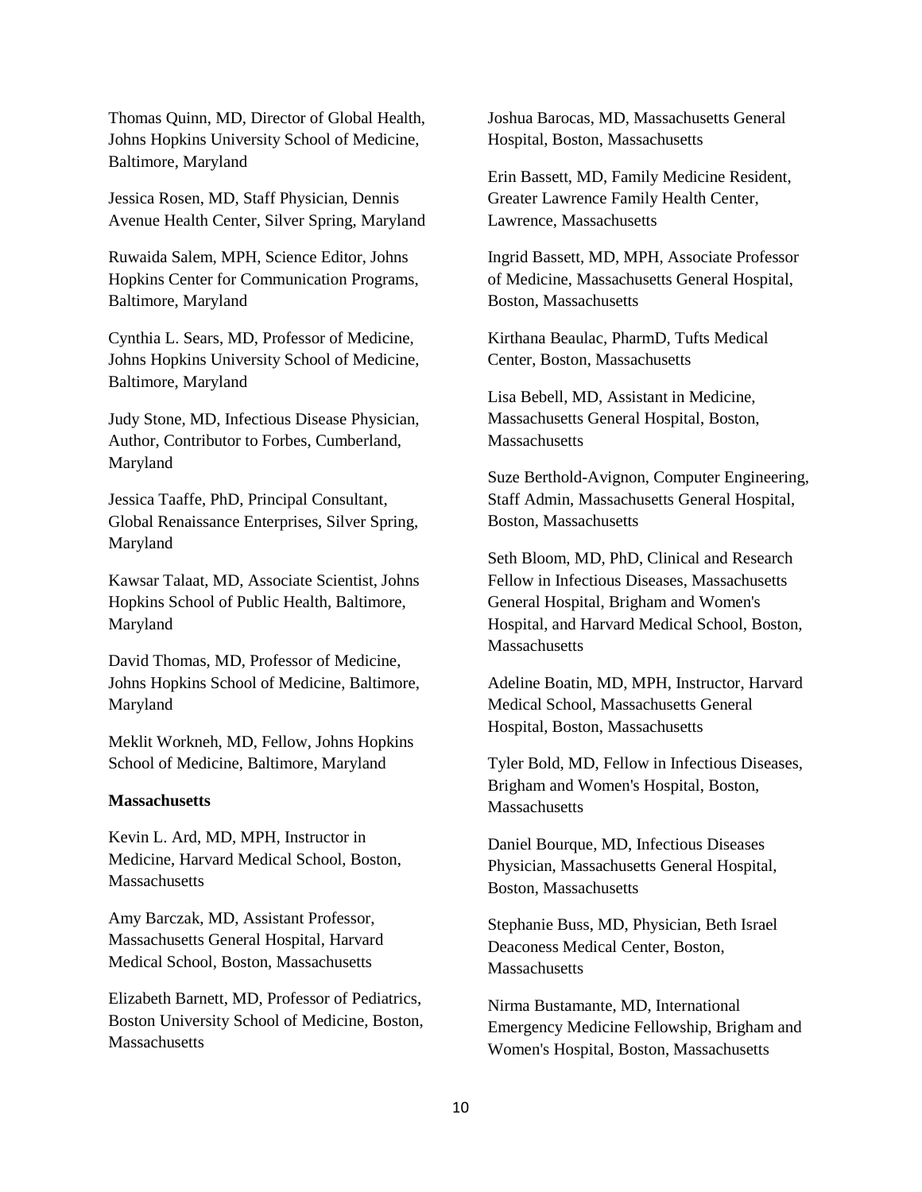Thomas Quinn, MD, Director of Global Health, Johns Hopkins University School of Medicine, Baltimore, Maryland

Jessica Rosen, MD, Staff Physician, Dennis Avenue Health Center, Silver Spring, Maryland

Ruwaida Salem, MPH, Science Editor, Johns Hopkins Center for Communication Programs, Baltimore, Maryland

Cynthia L. Sears, MD, Professor of Medicine, Johns Hopkins University School of Medicine, Baltimore, Maryland

Judy Stone, MD, Infectious Disease Physician, Author, Contributor to Forbes, Cumberland, Maryland

Jessica Taaffe, PhD, Principal Consultant, Global Renaissance Enterprises, Silver Spring, Maryland

Kawsar Talaat, MD, Associate Scientist, Johns Hopkins School of Public Health, Baltimore, Maryland

David Thomas, MD, Professor of Medicine, Johns Hopkins School of Medicine, Baltimore, Maryland

Meklit Workneh, MD, Fellow, Johns Hopkins School of Medicine, Baltimore, Maryland

**Massachusetts**

Kevin L. Ard, MD, MPH, Instructor in Medicine, Harvard Medical School, Boston, Massachusetts

Amy Barczak, MD, Assistant Professor, Massachusetts General Hospital, Harvard Medical School, Boston, Massachusetts

Elizabeth Barnett, MD, Professor of Pediatrics, Boston University School of Medicine, Boston, Massachusetts

Joshua Barocas, MD, Massachusetts General Hospital, Boston, Massachusetts

Erin Bassett, MD, Family Medicine Resident, Greater Lawrence Family Health Center, Lawrence, Massachusetts

Ingrid Bassett, MD, MPH, Associate Professor of Medicine, Massachusetts General Hospital, Boston, Massachusetts

Kirthana Beaulac, PharmD, Tufts Medical Center, Boston, Massachusetts

Lisa Bebell, MD, Assistant in Medicine, Massachusetts General Hospital, Boston, Massachusetts

Suze Berthold-Avignon, Computer Engineering, Staff Admin, Massachusetts General Hospital, Boston, Massachusetts

Seth Bloom, MD, PhD, Clinical and Research Fellow in Infectious Diseases, Massachusetts General Hospital, Brigham and Women's Hospital, and Harvard Medical School, Boston, Massachusetts

Adeline Boatin, MD, MPH, Instructor, Harvard Medical School, Massachusetts General Hospital, Boston, Massachusetts

Tyler Bold, MD, Fellow in Infectious Diseases, Brigham and Women's Hospital, Boston, Massachusetts

Daniel Bourque, MD, Infectious Diseases Physician, Massachusetts General Hospital, Boston, Massachusetts

Stephanie Buss, MD, Physician, Beth Israel Deaconess Medical Center, Boston, Massachusetts

Nirma Bustamante, MD, International Emergency Medicine Fellowship, Brigham and Women's Hospital, Boston, Massachusetts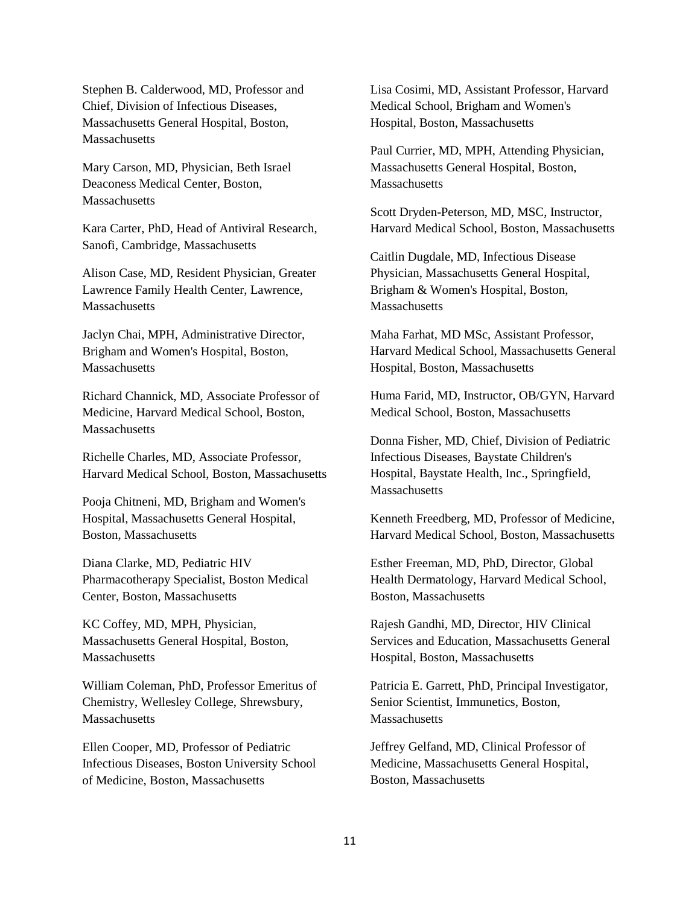Stephen B. Calderwood, MD, Professor and Chief, Division of Infectious Diseases, Massachusetts General Hospital, Boston, Massachusetts

Mary Carson, MD, Physician, Beth Israel Deaconess Medical Center, Boston, Massachusetts

Kara Carter, PhD, Head of Antiviral Research, Sanofi, Cambridge, Massachusetts

Alison Case, MD, Resident Physician, Greater Lawrence Family Health Center, Lawrence, Massachusetts

Jaclyn Chai, MPH, Administrative Director, Brigham and Women's Hospital, Boston, Massachusetts

Richard Channick, MD, Associate Professor of Medicine, Harvard Medical School, Boston, Massachusetts

Richelle Charles, MD, Associate Professor, Harvard Medical School, Boston, Massachusetts

Pooja Chitneni, MD, Brigham and Women's Hospital, Massachusetts General Hospital, Boston, Massachusetts

Diana Clarke, MD, Pediatric HIV Pharmacotherapy Specialist, Boston Medical Center, Boston, Massachusetts

KC Coffey, MD, MPH, Physician, Massachusetts General Hospital, Boston, Massachusetts

William Coleman, PhD, Professor Emeritus of Chemistry, Wellesley College, Shrewsbury, Massachusetts

Ellen Cooper, MD, Professor of Pediatric Infectious Diseases, Boston University School of Medicine, Boston, Massachusetts

Lisa Cosimi, MD, Assistant Professor, Harvard Medical School, Brigham and Women's Hospital, Boston, Massachusetts

Paul Currier, MD, MPH, Attending Physician, Massachusetts General Hospital, Boston, Massachusetts

Scott Dryden-Peterson, MD, MSC, Instructor, Harvard Medical School, Boston, Massachusetts

Caitlin Dugdale, MD, Infectious Disease Physician, Massachusetts General Hospital, Brigham & Women's Hospital, Boston, Massachusetts

Maha Farhat, MD MSc, Assistant Professor, Harvard Medical School, Massachusetts General Hospital, Boston, Massachusetts

Huma Farid, MD, Instructor, OB/GYN, Harvard Medical School, Boston, Massachusetts

Donna Fisher, MD, Chief, Division of Pediatric Infectious Diseases, Baystate Children's Hospital, Baystate Health, Inc., Springfield, Massachusetts

Kenneth Freedberg, MD, Professor of Medicine, Harvard Medical School, Boston, Massachusetts

Esther Freeman, MD, PhD, Director, Global Health Dermatology, Harvard Medical School, Boston, Massachusetts

Rajesh Gandhi, MD, Director, HIV Clinical Services and Education, Massachusetts General Hospital, Boston, Massachusetts

Patricia E. Garrett, PhD, Principal Investigator, Senior Scientist, Immunetics, Boston, Massachusetts

Jeffrey Gelfand, MD, Clinical Professor of Medicine, Massachusetts General Hospital, Boston, Massachusetts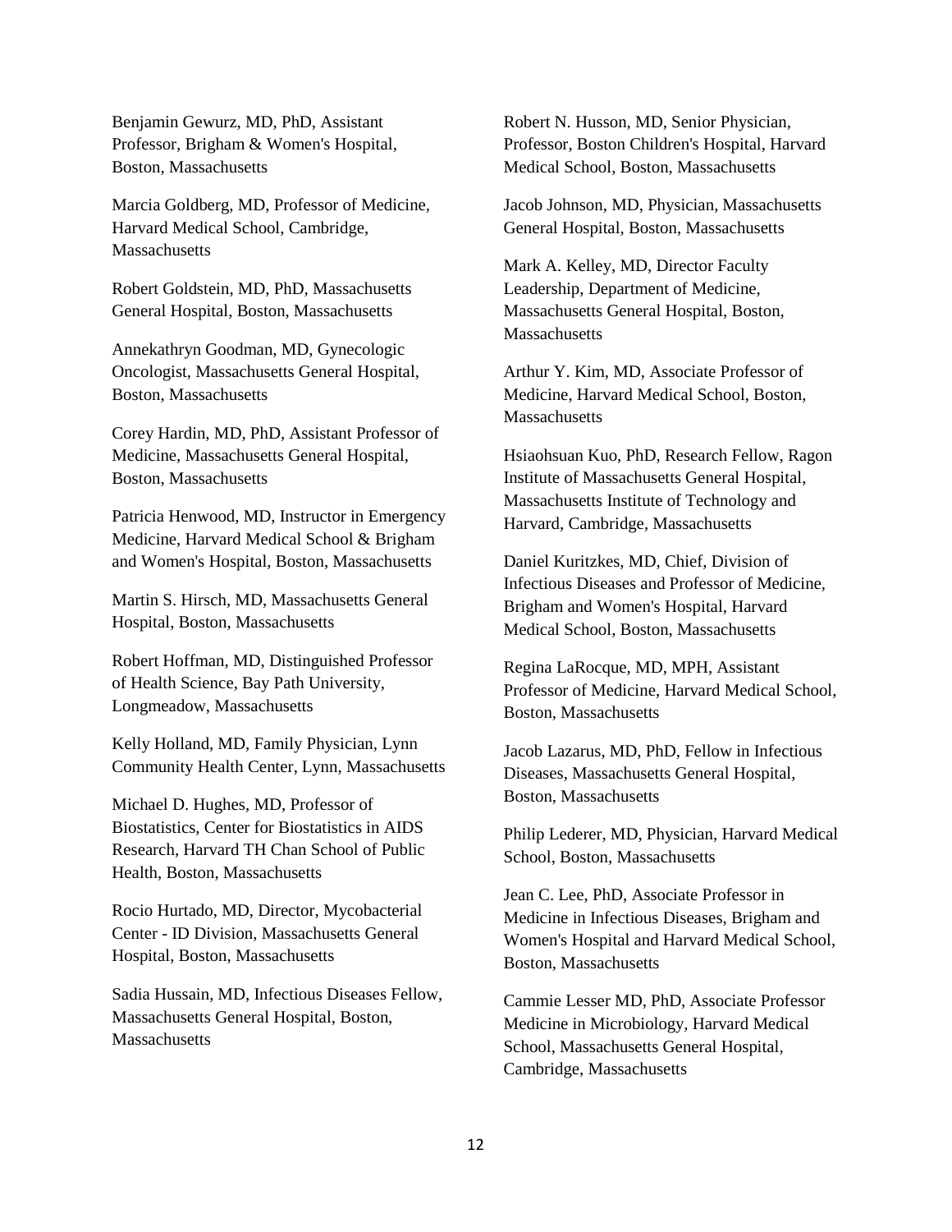Benjamin Gewurz, MD, PhD, Assistant Professor, Brigham & Women's Hospital, Boston, Massachusetts

Marcia Goldberg, MD, Professor of Medicine, Harvard Medical School, Cambridge, Massachusetts

Robert Goldstein, MD, PhD, Massachusetts General Hospital, Boston, Massachusetts

Annekathryn Goodman, MD, Gynecologic Oncologist, Massachusetts General Hospital, Boston, Massachusetts

Corey Hardin, MD, PhD, Assistant Professor of Medicine, Massachusetts General Hospital, Boston, Massachusetts

Patricia Henwood, MD, Instructor in Emergency Medicine, Harvard Medical School & Brigham and Women's Hospital, Boston, Massachusetts

Martin S. Hirsch, MD, Massachusetts General Hospital, Boston, Massachusetts

Robert Hoffman, MD, Distinguished Professor of Health Science, Bay Path University, Longmeadow, Massachusetts

Kelly Holland, MD, Family Physician, Lynn Community Health Center, Lynn, Massachusetts

Michael D. Hughes, MD, Professor of Biostatistics, Center for Biostatistics in AIDS Research, Harvard TH Chan School of Public Health, Boston, Massachusetts

Rocio Hurtado, MD, Director, Mycobacterial Center - ID Division, Massachusetts General Hospital, Boston, Massachusetts

Sadia Hussain, MD, Infectious Diseases Fellow, Massachusetts General Hospital, Boston, Massachusetts

Robert N. Husson, MD, Senior Physician, Professor, Boston Children's Hospital, Harvard Medical School, Boston, Massachusetts

Jacob Johnson, MD, Physician, Massachusetts General Hospital, Boston, Massachusetts

Mark A. Kelley, MD, Director Faculty Leadership, Department of Medicine, Massachusetts General Hospital, Boston, Massachusetts

Arthur Y. Kim, MD, Associate Professor of Medicine, Harvard Medical School, Boston, Massachusetts

Hsiaohsuan Kuo, PhD, Research Fellow, Ragon Institute of Massachusetts General Hospital, Massachusetts Institute of Technology and Harvard, Cambridge, Massachusetts

Daniel Kuritzkes, MD, Chief, Division of Infectious Diseases and Professor of Medicine, Brigham and Women's Hospital, Harvard Medical School, Boston, Massachusetts

Regina LaRocque, MD, MPH, Assistant Professor of Medicine, Harvard Medical School, Boston, Massachusetts

Jacob Lazarus, MD, PhD, Fellow in Infectious Diseases, Massachusetts General Hospital, Boston, Massachusetts

Philip Lederer, MD, Physician, Harvard Medical School, Boston, Massachusetts

Jean C. Lee, PhD, Associate Professor in Medicine in Infectious Diseases, Brigham and Women's Hospital and Harvard Medical School, Boston, Massachusetts

Cammie Lesser MD, PhD, Associate Professor Medicine in Microbiology, Harvard Medical School, Massachusetts General Hospital, Cambridge, Massachusetts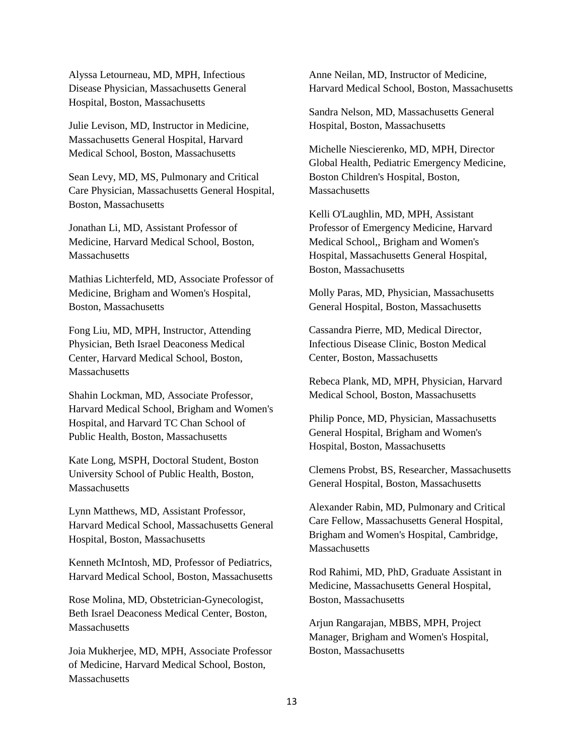Alyssa Letourneau, MD, MPH, Infectious Disease Physician, Massachusetts General Hospital, Boston, Massachusetts

Julie Levison, MD, Instructor in Medicine, Massachusetts General Hospital, Harvard Medical School, Boston, Massachusetts

Sean Levy, MD, MS, Pulmonary and Critical Care Physician, Massachusetts General Hospital, Boston, Massachusetts

Jonathan Li, MD, Assistant Professor of Medicine, Harvard Medical School, Boston, Massachusetts

Mathias Lichterfeld, MD, Associate Professor of Medicine, Brigham and Women's Hospital, Boston, Massachusetts

Fong Liu, MD, MPH, Instructor, Attending Physician, Beth Israel Deaconess Medical Center, Harvard Medical School, Boston, Massachusetts

Shahin Lockman, MD, Associate Professor, Harvard Medical School, Brigham and Women's Hospital, and Harvard TC Chan School of Public Health, Boston, Massachusetts

Kate Long, MSPH, Doctoral Student, Boston University School of Public Health, Boston, Massachusetts

Lynn Matthews, MD, Assistant Professor, Harvard Medical School, Massachusetts General Hospital, Boston, Massachusetts

Kenneth McIntosh, MD, Professor of Pediatrics, Harvard Medical School, Boston, Massachusetts

Rose Molina, MD, Obstetrician-Gynecologist, Beth Israel Deaconess Medical Center, Boston, Massachusetts

Joia Mukherjee, MD, MPH, Associate Professor of Medicine, Harvard Medical School, Boston, Massachusetts

Anne Neilan, MD, Instructor of Medicine, Harvard Medical School, Boston, Massachusetts

Sandra Nelson, MD, Massachusetts General Hospital, Boston, Massachusetts

Michelle Niescierenko, MD, MPH, Director Global Health, Pediatric Emergency Medicine, Boston Children's Hospital, Boston, Massachusetts

Kelli O'Laughlin, MD, MPH, Assistant Professor of Emergency Medicine, Harvard Medical School,, Brigham and Women's Hospital, Massachusetts General Hospital, Boston, Massachusetts

Molly Paras, MD, Physician, Massachusetts General Hospital, Boston, Massachusetts

Cassandra Pierre, MD, Medical Director, Infectious Disease Clinic, Boston Medical Center, Boston, Massachusetts

Rebeca Plank, MD, MPH, Physician, Harvard Medical School, Boston, Massachusetts

Philip Ponce, MD, Physician, Massachusetts General Hospital, Brigham and Women's Hospital, Boston, Massachusetts

Clemens Probst, BS, Researcher, Massachusetts General Hospital, Boston, Massachusetts

Alexander Rabin, MD, Pulmonary and Critical Care Fellow, Massachusetts General Hospital, Brigham and Women's Hospital, Cambridge, Massachusetts

Rod Rahimi, MD, PhD, Graduate Assistant in Medicine, Massachusetts General Hospital, Boston, Massachusetts

Arjun Rangarajan, MBBS, MPH, Project Manager, Brigham and Women's Hospital, Boston, Massachusetts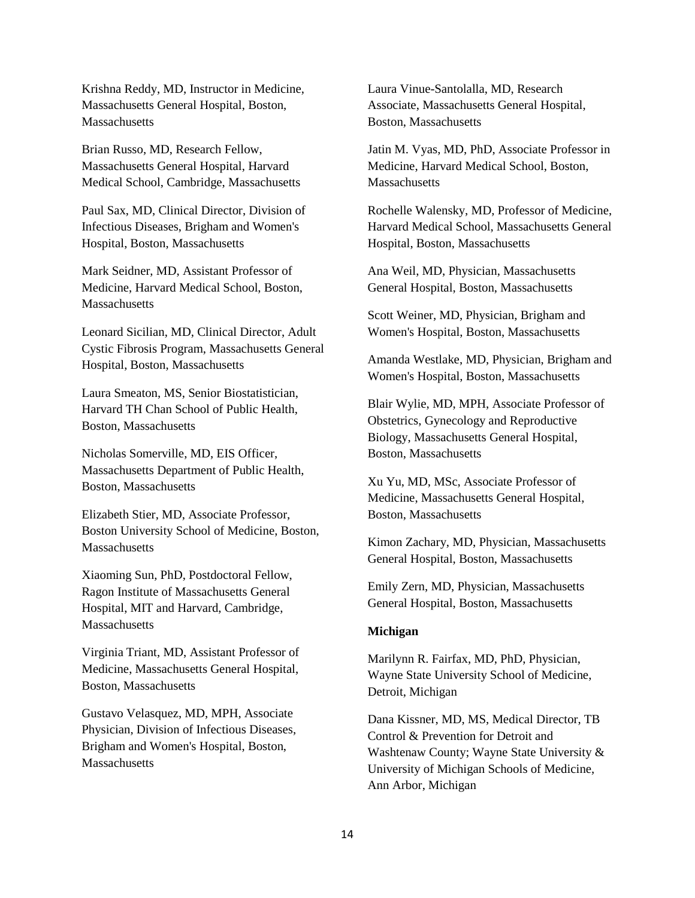Krishna Reddy, MD, Instructor in Medicine, Massachusetts General Hospital, Boston, Massachusetts

Brian Russo, MD, Research Fellow, Massachusetts General Hospital, Harvard Medical School, Cambridge, Massachusetts

Paul Sax, MD, Clinical Director, Division of Infectious Diseases, Brigham and Women's Hospital, Boston, Massachusetts

Mark Seidner, MD, Assistant Professor of Medicine, Harvard Medical School, Boston, Massachusetts

Leonard Sicilian, MD, Clinical Director, Adult Cystic Fibrosis Program, Massachusetts General Hospital, Boston, Massachusetts

Laura Smeaton, MS, Senior Biostatistician, Harvard TH Chan School of Public Health, Boston, Massachusetts

Nicholas Somerville, MD, EIS Officer, Massachusetts Department of Public Health, Boston, Massachusetts

Elizabeth Stier, MD, Associate Professor, Boston University School of Medicine, Boston, Massachusetts

Xiaoming Sun, PhD, Postdoctoral Fellow, Ragon Institute of Massachusetts General Hospital, MIT and Harvard, Cambridge, Massachusetts

Virginia Triant, MD, Assistant Professor of Medicine, Massachusetts General Hospital, Boston, Massachusetts

Gustavo Velasquez, MD, MPH, Associate Physician, Division of Infectious Diseases, Brigham and Women's Hospital, Boston, Massachusetts

Laura Vinue-Santolalla, MD, Research Associate, Massachusetts General Hospital, Boston, Massachusetts

Jatin M. Vyas, MD, PhD, Associate Professor in Medicine, Harvard Medical School, Boston, Massachusetts

Rochelle Walensky, MD, Professor of Medicine, Harvard Medical School, Massachusetts General Hospital, Boston, Massachusetts

Ana Weil, MD, Physician, Massachusetts General Hospital, Boston, Massachusetts

Scott Weiner, MD, Physician, Brigham and Women's Hospital, Boston, Massachusetts

Amanda Westlake, MD, Physician, Brigham and Women's Hospital, Boston, Massachusetts

Blair Wylie, MD, MPH, Associate Professor of Obstetrics, Gynecology and Reproductive Biology, Massachusetts General Hospital, Boston, Massachusetts

Xu Yu, MD, MSc, Associate Professor of Medicine, Massachusetts General Hospital, Boston, Massachusetts

Kimon Zachary, MD, Physician, Massachusetts General Hospital, Boston, Massachusetts

Emily Zern, MD, Physician, Massachusetts General Hospital, Boston, Massachusetts

**Michigan**

Marilynn R. Fairfax, MD, PhD, Physician, Wayne State University School of Medicine, Detroit, Michigan

Dana Kissner, MD, MS, Medical Director, TB Control & Prevention for Detroit and Washtenaw County; Wayne State University & University of Michigan Schools of Medicine, Ann Arbor, Michigan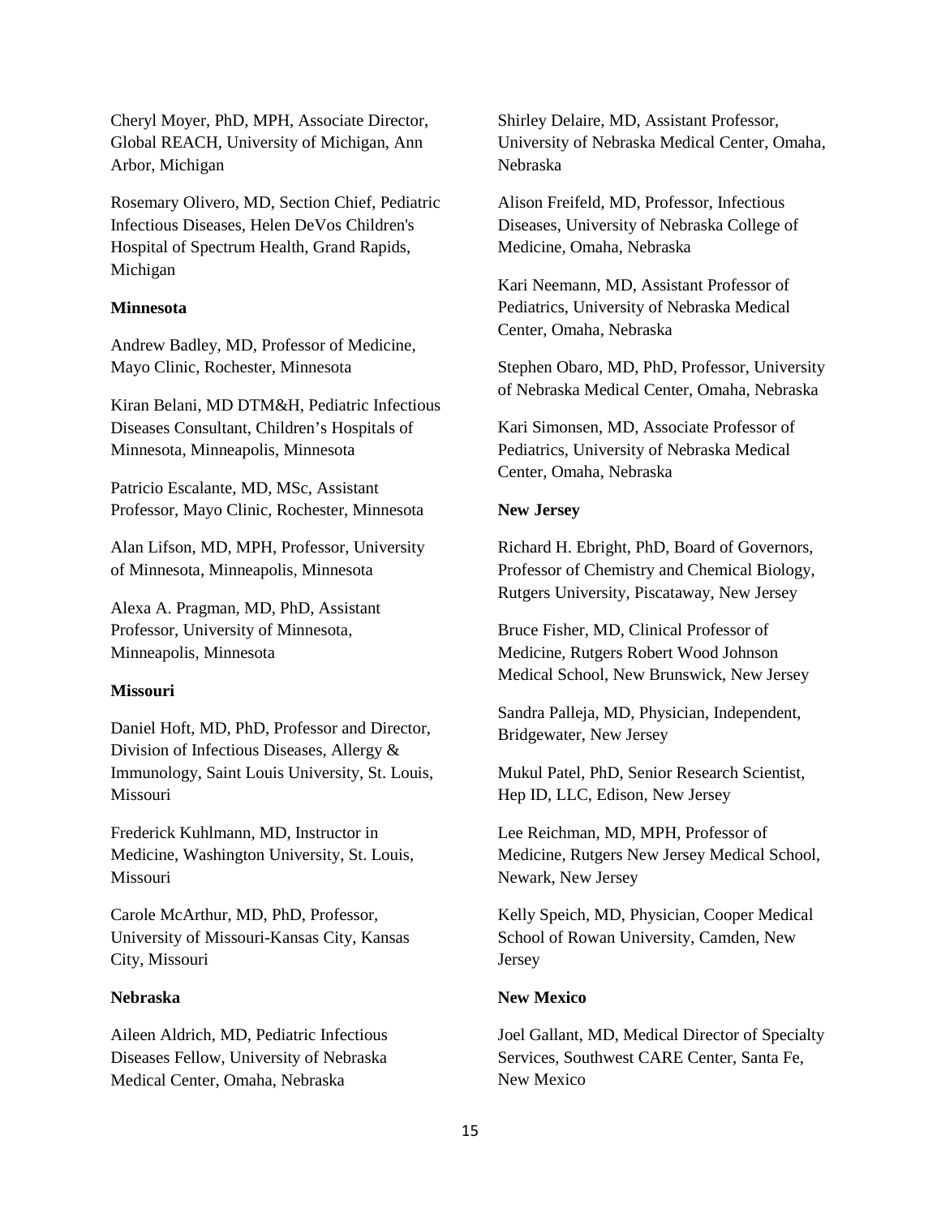Cheryl Moyer, PhD, MPH, Associate Director, Global REACH, University of Michigan, Ann Arbor, Michigan

Rosemary Olivero, MD, Section Chief, Pediatric Infectious Diseases, Helen DeVos Children's Hospital of Spectrum Health, Grand Rapids, Michigan

**Minnesota**

Andrew Badley, MD, Professor of Medicine, Mayo Clinic, Rochester, Minnesota

Kiran Belani, MD DTM&H, Pediatric Infectious Diseases Consultant, Children's Hospitals of Minnesota, Minneapolis, Minnesota

Patricio Escalante, MD, MSc, Assistant Professor, Mayo Clinic, Rochester, Minnesota

Alan Lifson, MD, MPH, Professor, University of Minnesota, Minneapolis, Minnesota

Alexa A. Pragman, MD, PhD, Assistant Professor, University of Minnesota, Minneapolis, Minnesota

**Missouri**

Daniel Hoft, MD, PhD, Professor and Director, Division of Infectious Diseases, Allergy & Immunology, Saint Louis University, St. Louis, Missouri

Frederick Kuhlmann, MD, Instructor in Medicine, Washington University, St. Louis, Missouri

Carole McArthur, MD, PhD, Professor, University of Missouri-Kansas City, Kansas City, Missouri

**Nebraska**

Aileen Aldrich, MD, Pediatric Infectious Diseases Fellow, University of Nebraska Medical Center, Omaha, Nebraska

Shirley Delaire, MD, Assistant Professor, University of Nebraska Medical Center, Omaha, Nebraska

Alison Freifeld, MD, Professor, Infectious Diseases, University of Nebraska College of Medicine, Omaha, Nebraska

Kari Neemann, MD, Assistant Professor of Pediatrics, University of Nebraska Medical Center, Omaha, Nebraska

Stephen Obaro, MD, PhD, Professor, University of Nebraska Medical Center, Omaha, Nebraska

Kari Simonsen, MD, Associate Professor of Pediatrics, University of Nebraska Medical Center, Omaha, Nebraska

**New Jersey**

Richard H. Ebright, PhD, Board of Governors, Professor of Chemistry and Chemical Biology, Rutgers University, Piscataway, New Jersey

Bruce Fisher, MD, Clinical Professor of Medicine, Rutgers Robert Wood Johnson Medical School, New Brunswick, New Jersey

Sandra Palleja, MD, Physician, Independent, Bridgewater, New Jersey

Mukul Patel, PhD, Senior Research Scientist, Hep ID, LLC, Edison, New Jersey

Lee Reichman, MD, MPH, Professor of Medicine, Rutgers New Jersey Medical School, Newark, New Jersey

Kelly Speich, MD, Physician, Cooper Medical School of Rowan University, Camden, New Jersey

**New Mexico**

Joel Gallant, MD, Medical Director of Specialty Services, Southwest CARE Center, Santa Fe, New Mexico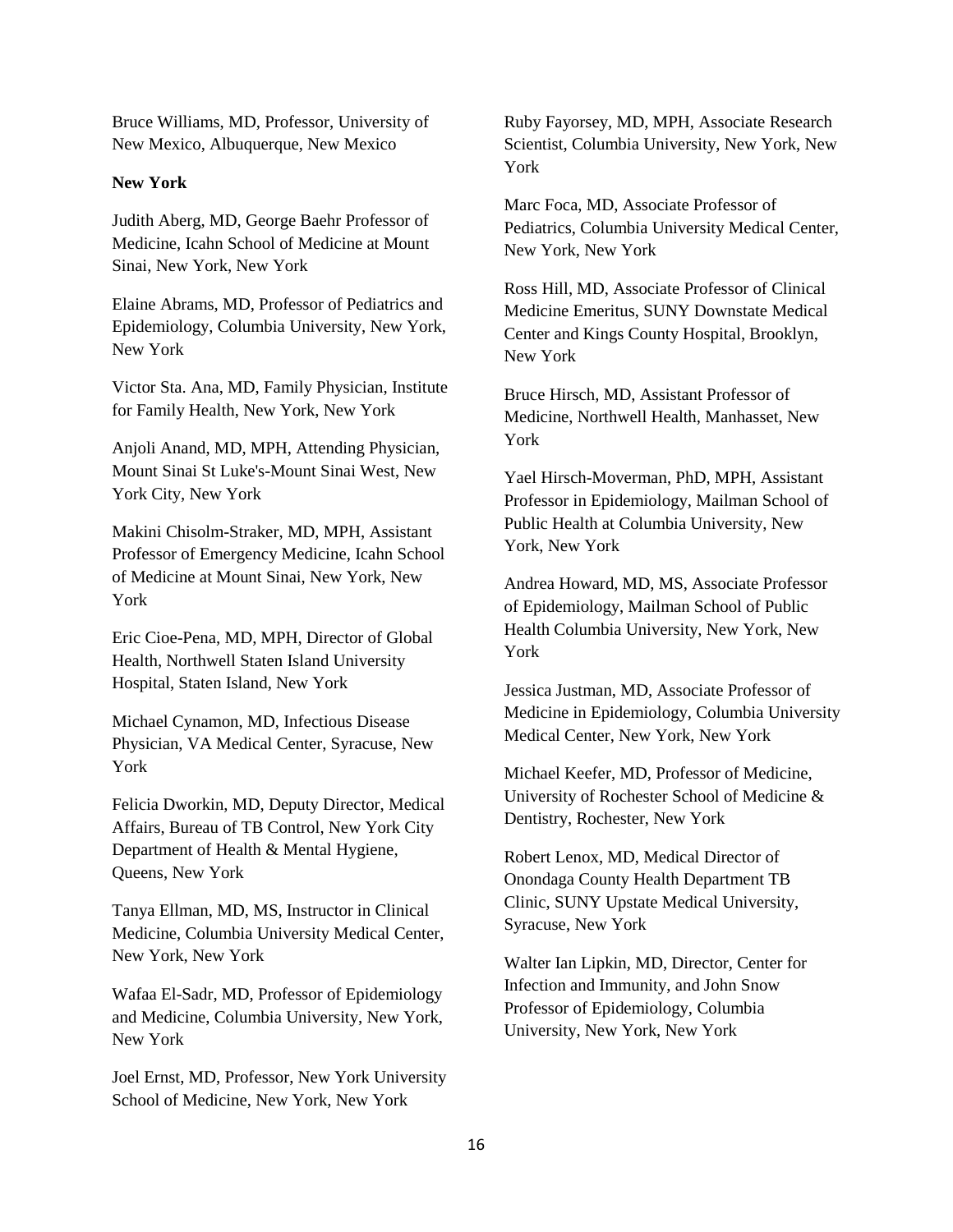Bruce Williams, MD, Professor, University of New Mexico, Albuquerque, New Mexico

**New York**

Judith Aberg, MD, George Baehr Professor of Medicine, Icahn School of Medicine at Mount Sinai, New York, New York

Elaine Abrams, MD, Professor of Pediatrics and Epidemiology, Columbia University, New York, New York

Victor Sta. Ana, MD, Family Physician, Institute for Family Health, New York, New York

Anjoli Anand, MD, MPH, Attending Physician, Mount Sinai St Luke's-Mount Sinai West, New York City, New York

Makini Chisolm-Straker, MD, MPH, Assistant Professor of Emergency Medicine, Icahn School of Medicine at Mount Sinai, New York, New York

Eric Cioe-Pena, MD, MPH, Director of Global Health, Northwell Staten Island University Hospital, Staten Island, New York

Michael Cynamon, MD, Infectious Disease Physician, VA Medical Center, Syracuse, New York

Felicia Dworkin, MD, Deputy Director, Medical Affairs, Bureau of TB Control, New York City Department of Health & Mental Hygiene, Queens, New York

Tanya Ellman, MD, MS, Instructor in Clinical Medicine, Columbia University Medical Center, New York, New York

Wafaa El-Sadr, MD, Professor of Epidemiology and Medicine, Columbia University, New York, New York

Joel Ernst, MD, Professor, New York University School of Medicine, New York, New York

Ruby Fayorsey, MD, MPH, Associate Research Scientist, Columbia University, New York, New York

Marc Foca, MD, Associate Professor of Pediatrics, Columbia University Medical Center, New York, New York

Ross Hill, MD, Associate Professor of Clinical Medicine Emeritus, SUNY Downstate Medical Center and Kings County Hospital, Brooklyn, New York

Bruce Hirsch, MD, Assistant Professor of Medicine, Northwell Health, Manhasset, New York

Yael Hirsch-Moverman, PhD, MPH, Assistant Professor in Epidemiology, Mailman School of Public Health at Columbia University, New York, New York

Andrea Howard, MD, MS, Associate Professor of Epidemiology, Mailman School of Public Health Columbia University, New York, New York

Jessica Justman, MD, Associate Professor of Medicine in Epidemiology, Columbia University Medical Center, New York, New York

Michael Keefer, MD, Professor of Medicine, University of Rochester School of Medicine & Dentistry, Rochester, New York

Robert Lenox, MD, Medical Director of Onondaga County Health Department TB Clinic, SUNY Upstate Medical University, Syracuse, New York

Walter Ian Lipkin, MD, Director, Center for Infection and Immunity, and John Snow Professor of Epidemiology, Columbia University, New York, New York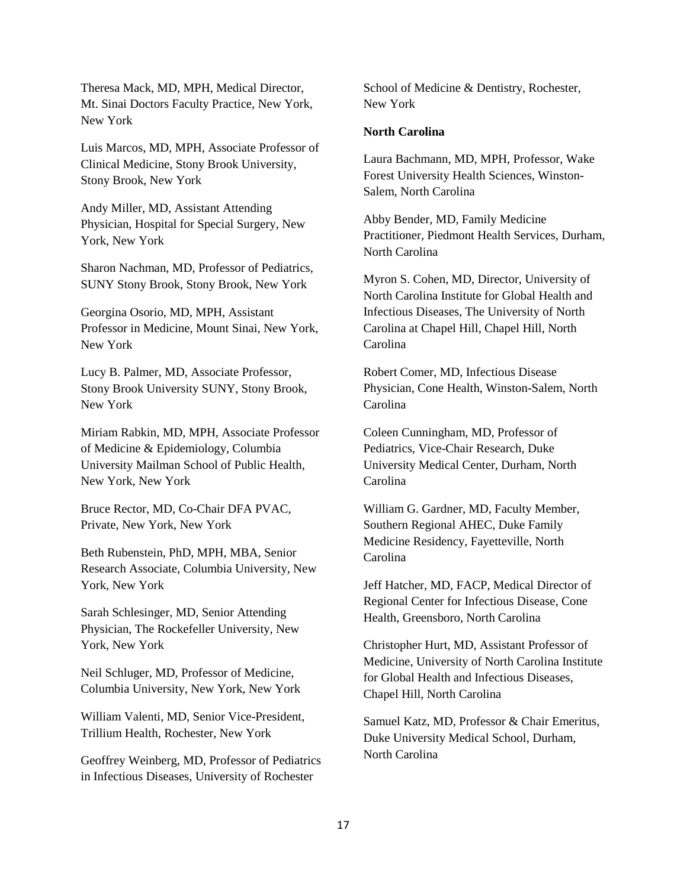Theresa Mack, MD, MPH, Medical Director, Mt. Sinai Doctors Faculty Practice, New York, New York

Luis Marcos, MD, MPH, Associate Professor of Clinical Medicine, Stony Brook University, Stony Brook, New York

Andy Miller, MD, Assistant Attending Physician, Hospital for Special Surgery, New York, New York

Sharon Nachman, MD, Professor of Pediatrics, SUNY Stony Brook, Stony Brook, New York

Georgina Osorio, MD, MPH, Assistant Professor in Medicine, Mount Sinai, New York, New York

Lucy B. Palmer, MD, Associate Professor, Stony Brook University SUNY, Stony Brook, New York

Miriam Rabkin, MD, MPH, Associate Professor of Medicine & Epidemiology, Columbia University Mailman School of Public Health, New York, New York

Bruce Rector, MD, Co-Chair DFA PVAC, Private, New York, New York

Beth Rubenstein, PhD, MPH, MBA, Senior Research Associate, Columbia University, New York, New York

Sarah Schlesinger, MD, Senior Attending Physician, The Rockefeller University, New York, New York

Neil Schluger, MD, Professor of Medicine, Columbia University, New York, New York

William Valenti, MD, Senior Vice-President, Trillium Health, Rochester, New York

Geoffrey Weinberg, MD, Professor of Pediatrics in Infectious Diseases, University of Rochester School of Medicine & Dentistry, Rochester, New York

**North Carolina**

Laura Bachmann, MD, MPH, Professor, Wake Forest University Health Sciences, Winston-Salem, North Carolina

Abby Bender, MD, Family Medicine Practitioner, Piedmont Health Services, Durham, North Carolina

Myron S. Cohen, MD, Director, University of North Carolina Institute for Global Health and Infectious Diseases, The University of North Carolina at Chapel Hill, Chapel Hill, North Carolina

Robert Comer, MD, Infectious Disease Physician, Cone Health, Winston-Salem, North Carolina

Coleen Cunningham, MD, Professor of Pediatrics, Vice-Chair Research, Duke University Medical Center, Durham, North Carolina

William G. Gardner, MD, Faculty Member, Southern Regional AHEC, Duke Family Medicine Residency, Fayetteville, North Carolina

Jeff Hatcher, MD, FACP, Medical Director of Regional Center for Infectious Disease, Cone Health, Greensboro, North Carolina

Christopher Hurt, MD, Assistant Professor of Medicine, University of North Carolina Institute for Global Health and Infectious Diseases, Chapel Hill, North Carolina

Samuel Katz, MD, Professor & Chair Emeritus, Duke University Medical School, Durham, North Carolina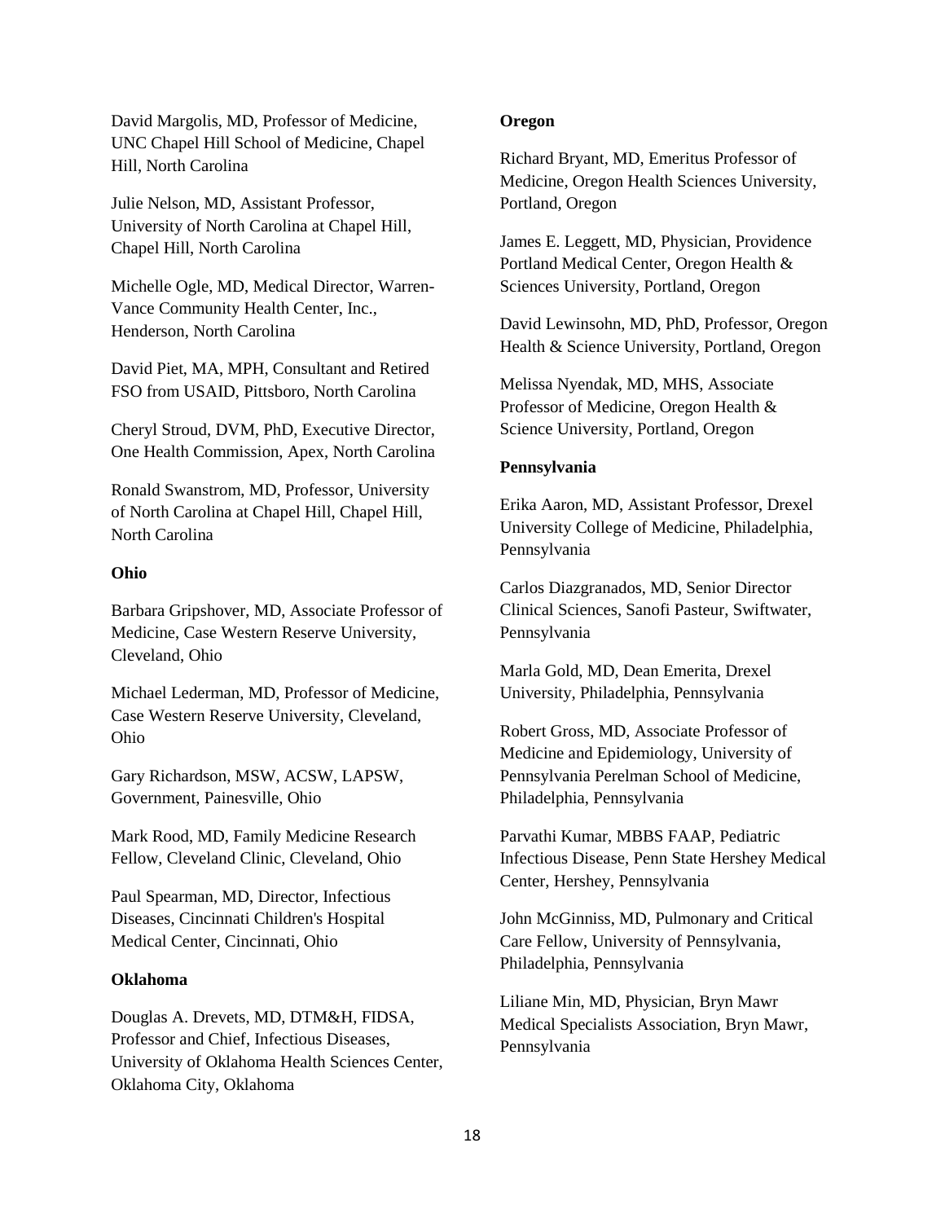David Margolis, MD, Professor of Medicine, UNC Chapel Hill School of Medicine, Chapel Hill, North Carolina

Julie Nelson, MD, Assistant Professor, University of North Carolina at Chapel Hill, Chapel Hill, North Carolina

Michelle Ogle, MD, Medical Director, Warren-Vance Community Health Center, Inc., Henderson, North Carolina

David Piet, MA, MPH, Consultant and Retired FSO from USAID, Pittsboro, North Carolina

Cheryl Stroud, DVM, PhD, Executive Director, One Health Commission, Apex, North Carolina

Ronald Swanstrom, MD, Professor, University of North Carolina at Chapel Hill, Chapel Hill, North Carolina

**Ohio**

Barbara Gripshover, MD, Associate Professor of Medicine, Case Western Reserve University, Cleveland, Ohio

Michael Lederman, MD, Professor of Medicine, Case Western Reserve University, Cleveland, Ohio

Gary Richardson, MSW, ACSW, LAPSW, Government, Painesville, Ohio

Mark Rood, MD, Family Medicine Research Fellow, Cleveland Clinic, Cleveland, Ohio

Paul Spearman, MD, Director, Infectious Diseases, Cincinnati Children's Hospital Medical Center, Cincinnati, Ohio

**Oklahoma**

Douglas A. Drevets, MD, DTM&H, FIDSA, Professor and Chief, Infectious Diseases, University of Oklahoma Health Sciences Center, Oklahoma City, Oklahoma

**Oregon**

Richard Bryant, MD, Emeritus Professor of Medicine, Oregon Health Sciences University, Portland, Oregon

James E. Leggett, MD, Physician, Providence Portland Medical Center, Oregon Health & Sciences University, Portland, Oregon

David Lewinsohn, MD, PhD, Professor, Oregon Health & Science University, Portland, Oregon

Melissa Nyendak, MD, MHS, Associate Professor of Medicine, Oregon Health & Science University, Portland, Oregon

**Pennsylvania**

Erika Aaron, MD, Assistant Professor, Drexel University College of Medicine, Philadelphia, Pennsylvania

Carlos Diazgranados, MD, Senior Director Clinical Sciences, Sanofi Pasteur, Swiftwater, Pennsylvania

Marla Gold, MD, Dean Emerita, Drexel University, Philadelphia, Pennsylvania

Robert Gross, MD, Associate Professor of Medicine and Epidemiology, University of Pennsylvania Perelman School of Medicine, Philadelphia, Pennsylvania

Parvathi Kumar, MBBS FAAP, Pediatric Infectious Disease, Penn State Hershey Medical Center, Hershey, Pennsylvania

John McGinniss, MD, Pulmonary and Critical Care Fellow, University of Pennsylvania, Philadelphia, Pennsylvania

Liliane Min, MD, Physician, Bryn Mawr Medical Specialists Association, Bryn Mawr, Pennsylvania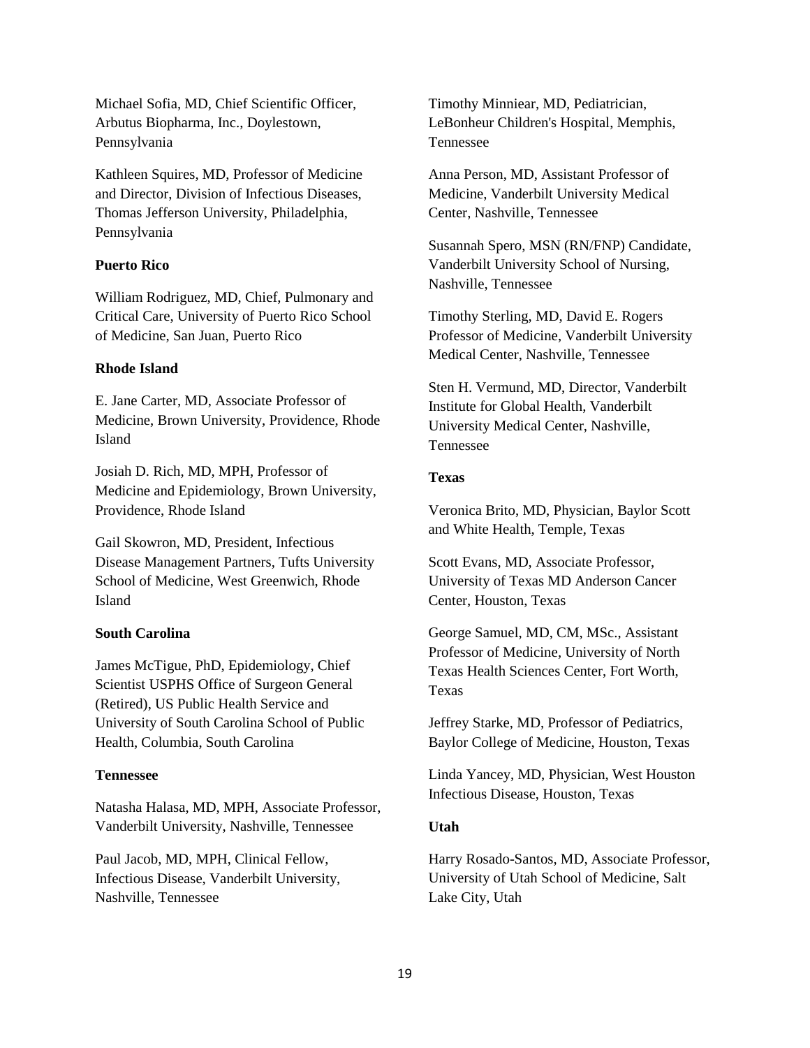Michael Sofia, MD, Chief Scientific Officer, Arbutus Biopharma, Inc., Doylestown, Pennsylvania

Kathleen Squires, MD, Professor of Medicine and Director, Division of Infectious Diseases, Thomas Jefferson University, Philadelphia, Pennsylvania

**Puerto Rico**

William Rodriguez, MD, Chief, Pulmonary and Critical Care, University of Puerto Rico School of Medicine, San Juan, Puerto Rico

**Rhode Island**

E. Jane Carter, MD, Associate Professor of Medicine, Brown University, Providence, Rhode Island

Josiah D. Rich, MD, MPH, Professor of Medicine and Epidemiology, Brown University, Providence, Rhode Island

Gail Skowron, MD, President, Infectious Disease Management Partners, Tufts University School of Medicine, West Greenwich, Rhode Island

**South Carolina**

James McTigue, PhD, Epidemiology, Chief Scientist USPHS Office of Surgeon General (Retired), US Public Health Service and University of South Carolina School of Public Health, Columbia, South Carolina

**Tennessee**

Natasha Halasa, MD, MPH, Associate Professor, Vanderbilt University, Nashville, Tennessee

Paul Jacob, MD, MPH, Clinical Fellow, Infectious Disease, Vanderbilt University, Nashville, Tennessee

Timothy Minniear, MD, Pediatrician, LeBonheur Children's Hospital, Memphis, Tennessee

Anna Person, MD, Assistant Professor of Medicine, Vanderbilt University Medical Center, Nashville, Tennessee

Susannah Spero, MSN (RN/FNP) Candidate, Vanderbilt University School of Nursing, Nashville, Tennessee

Timothy Sterling, MD, David E. Rogers Professor of Medicine, Vanderbilt University Medical Center, Nashville, Tennessee

Sten H. Vermund, MD, Director, Vanderbilt Institute for Global Health, Vanderbilt University Medical Center, Nashville, Tennessee

**Texas**

Veronica Brito, MD, Physician, Baylor Scott and White Health, Temple, Texas

Scott Evans, MD, Associate Professor, University of Texas MD Anderson Cancer Center, Houston, Texas

George Samuel, MD, CM, MSc., Assistant Professor of Medicine, University of North Texas Health Sciences Center, Fort Worth, Texas

Jeffrey Starke, MD, Professor of Pediatrics, Baylor College of Medicine, Houston, Texas

Linda Yancey, MD, Physician, West Houston Infectious Disease, Houston, Texas

**Utah**

Harry Rosado-Santos, MD, Associate Professor, University of Utah School of Medicine, Salt Lake City, Utah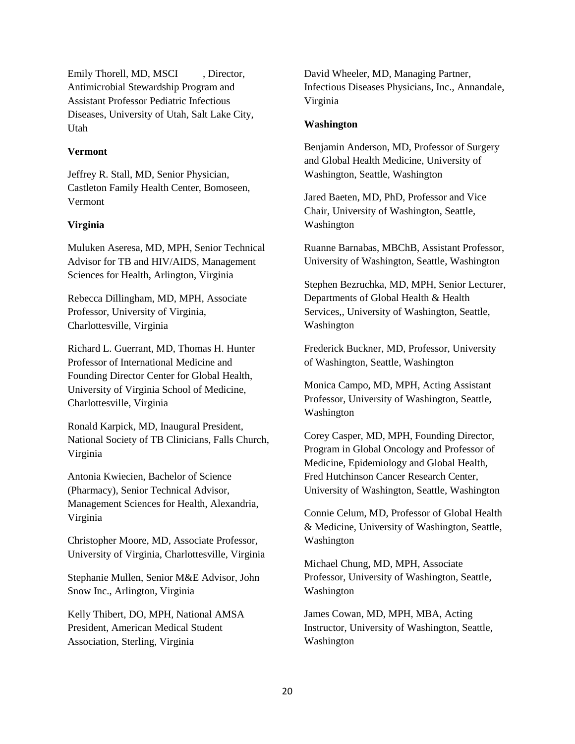Emily Thorell, MD, MSCI , Director, Antimicrobial Stewardship Program and Assistant Professor Pediatric Infectious Diseases, University of Utah, Salt Lake City, Utah

**Vermont**

Jeffrey R. Stall, MD, Senior Physician, Castleton Family Health Center, Bomoseen, Vermont

**Virginia**

Muluken Aseresa, MD, MPH, Senior Technical Advisor for TB and HIV/AIDS, Management Sciences for Health, Arlington, Virginia

Rebecca Dillingham, MD, MPH, Associate Professor, University of Virginia, Charlottesville, Virginia

Richard L. Guerrant, MD, Thomas H. Hunter Professor of International Medicine and Founding Director Center for Global Health, University of Virginia School of Medicine, Charlottesville, Virginia

Ronald Karpick, MD, Inaugural President, National Society of TB Clinicians, Falls Church, Virginia

Antonia Kwiecien, Bachelor of Science (Pharmacy), Senior Technical Advisor, Management Sciences for Health, Alexandria, Virginia

Christopher Moore, MD, Associate Professor, University of Virginia, Charlottesville, Virginia

Stephanie Mullen, Senior M&E Advisor, John Snow Inc., Arlington, Virginia

Kelly Thibert, DO, MPH, National AMSA President, American Medical Student Association, Sterling, Virginia

David Wheeler, MD, Managing Partner, Infectious Diseases Physicians, Inc., Annandale, Virginia

**Washington**

Benjamin Anderson, MD, Professor of Surgery and Global Health Medicine, University of Washington, Seattle, Washington

Jared Baeten, MD, PhD, Professor and Vice Chair, University of Washington, Seattle, Washington

Ruanne Barnabas, MBChB, Assistant Professor, University of Washington, Seattle, Washington

Stephen Bezruchka, MD, MPH, Senior Lecturer, Departments of Global Health & Health Services,, University of Washington, Seattle, Washington

Frederick Buckner, MD, Professor, University of Washington, Seattle, Washington

Monica Campo, MD, MPH, Acting Assistant Professor, University of Washington, Seattle, Washington

Corey Casper, MD, MPH, Founding Director, Program in Global Oncology and Professor of Medicine, Epidemiology and Global Health, Fred Hutchinson Cancer Research Center, University of Washington, Seattle, Washington

Connie Celum, MD, Professor of Global Health & Medicine, University of Washington, Seattle, Washington

Michael Chung, MD, MPH, Associate Professor, University of Washington, Seattle, Washington

James Cowan, MD, MPH, MBA, Acting Instructor, University of Washington, Seattle, Washington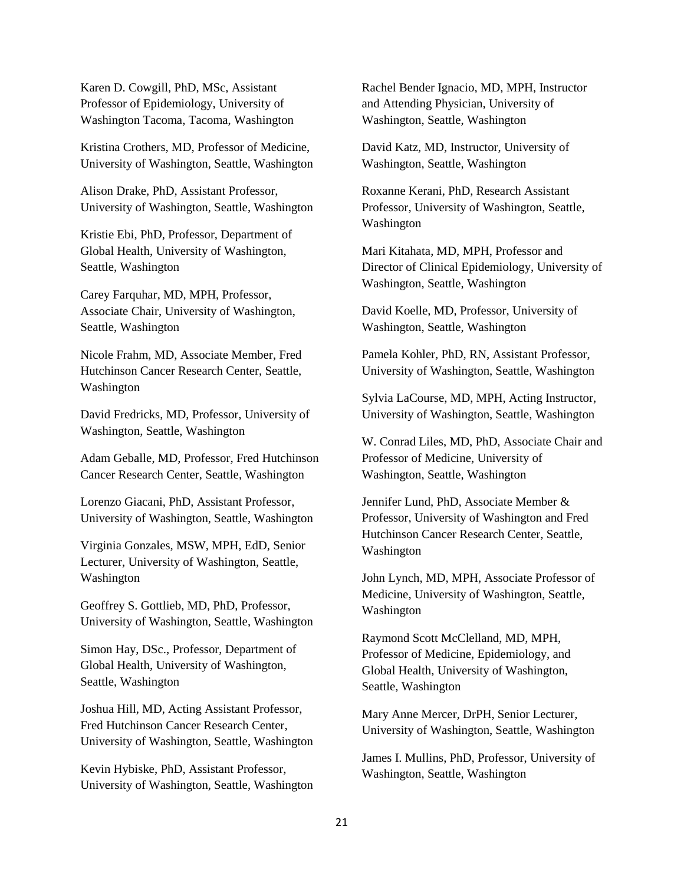Karen D. Cowgill, PhD, MSc, Assistant Professor of Epidemiology, University of Washington Tacoma, Tacoma, Washington

Kristina Crothers, MD, Professor of Medicine, University of Washington, Seattle, Washington

Alison Drake, PhD, Assistant Professor, University of Washington, Seattle, Washington

Kristie Ebi, PhD, Professor, Department of Global Health, University of Washington, Seattle, Washington

Carey Farquhar, MD, MPH, Professor, Associate Chair, University of Washington, Seattle, Washington

Nicole Frahm, MD, Associate Member, Fred Hutchinson Cancer Research Center, Seattle, Washington

David Fredricks, MD, Professor, University of Washington, Seattle, Washington

Adam Geballe, MD, Professor, Fred Hutchinson Cancer Research Center, Seattle, Washington

Lorenzo Giacani, PhD, Assistant Professor, University of Washington, Seattle, Washington

Virginia Gonzales, MSW, MPH, EdD, Senior Lecturer, University of Washington, Seattle, Washington

Geoffrey S. Gottlieb, MD, PhD, Professor, University of Washington, Seattle, Washington

Simon Hay, DSc., Professor, Department of Global Health, University of Washington, Seattle, Washington

Joshua Hill, MD, Acting Assistant Professor, Fred Hutchinson Cancer Research Center, University of Washington, Seattle, Washington

Kevin Hybiske, PhD, Assistant Professor, University of Washington, Seattle, Washington

Rachel Bender Ignacio, MD, MPH, Instructor and Attending Physician, University of Washington, Seattle, Washington

David Katz, MD, Instructor, University of Washington, Seattle, Washington

Roxanne Kerani, PhD, Research Assistant Professor, University of Washington, Seattle, Washington

Mari Kitahata, MD, MPH, Professor and Director of Clinical Epidemiology, University of Washington, Seattle, Washington

David Koelle, MD, Professor, University of Washington, Seattle, Washington

Pamela Kohler, PhD, RN, Assistant Professor, University of Washington, Seattle, Washington

Sylvia LaCourse, MD, MPH, Acting Instructor, University of Washington, Seattle, Washington

W. Conrad Liles, MD, PhD, Associate Chair and Professor of Medicine, University of Washington, Seattle, Washington

Jennifer Lund, PhD, Associate Member & Professor, University of Washington and Fred Hutchinson Cancer Research Center, Seattle, Washington

John Lynch, MD, MPH, Associate Professor of Medicine, University of Washington, Seattle, Washington

Raymond Scott McClelland, MD, MPH, Professor of Medicine, Epidemiology, and Global Health, University of Washington, Seattle, Washington

Mary Anne Mercer, DrPH, Senior Lecturer, University of Washington, Seattle, Washington

James I. Mullins, PhD, Professor, University of Washington, Seattle, Washington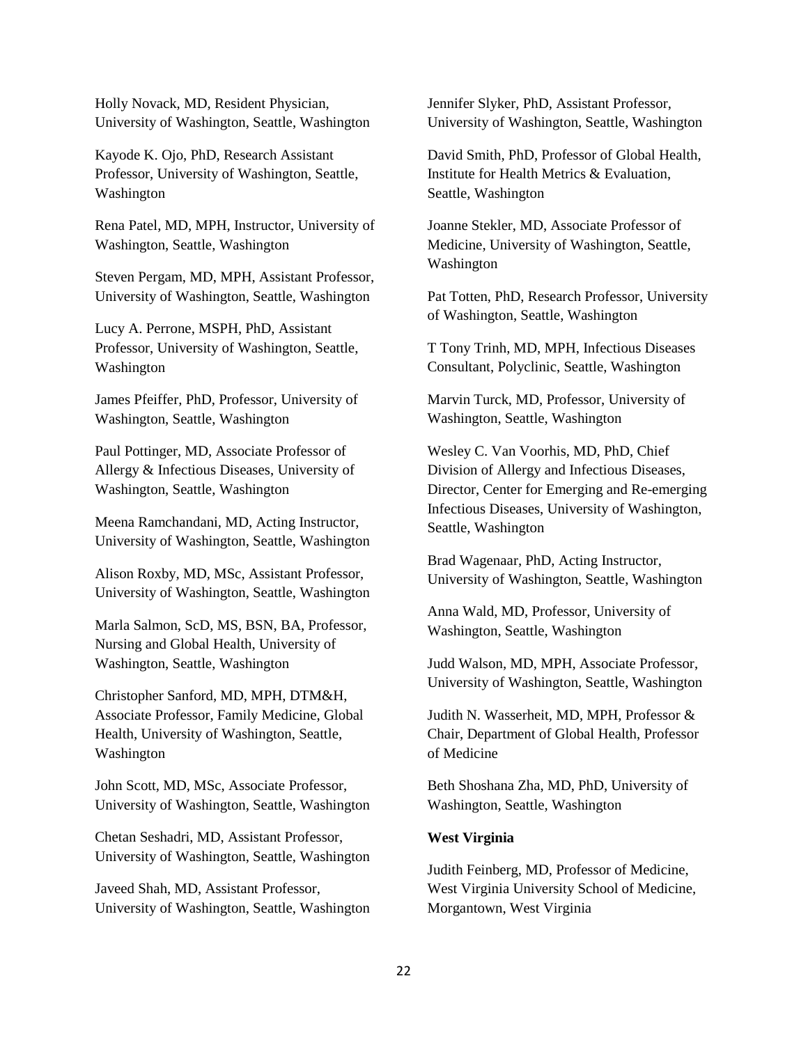Holly Novack, MD, Resident Physician, University of Washington, Seattle, Washington

Kayode K. Ojo, PhD, Research Assistant Professor, University of Washington, Seattle, Washington

Rena Patel, MD, MPH, Instructor, University of Washington, Seattle, Washington

Steven Pergam, MD, MPH, Assistant Professor, University of Washington, Seattle, Washington

Lucy A. Perrone, MSPH, PhD, Assistant Professor, University of Washington, Seattle, Washington

James Pfeiffer, PhD, Professor, University of Washington, Seattle, Washington

Paul Pottinger, MD, Associate Professor of Allergy & Infectious Diseases, University of Washington, Seattle, Washington

Meena Ramchandani, MD, Acting Instructor, University of Washington, Seattle, Washington

Alison Roxby, MD, MSc, Assistant Professor, University of Washington, Seattle, Washington

Marla Salmon, ScD, MS, BSN, BA, Professor, Nursing and Global Health, University of Washington, Seattle, Washington

Christopher Sanford, MD, MPH, DTM&H, Associate Professor, Family Medicine, Global Health, University of Washington, Seattle, Washington

John Scott, MD, MSc, Associate Professor, University of Washington, Seattle, Washington

Chetan Seshadri, MD, Assistant Professor, University of Washington, Seattle, Washington

Javeed Shah, MD, Assistant Professor, University of Washington, Seattle, Washington

Jennifer Slyker, PhD, Assistant Professor, University of Washington, Seattle, Washington

David Smith, PhD, Professor of Global Health, Institute for Health Metrics & Evaluation, Seattle, Washington

Joanne Stekler, MD, Associate Professor of Medicine, University of Washington, Seattle, Washington

Pat Totten, PhD, Research Professor, University of Washington, Seattle, Washington

T Tony Trinh, MD, MPH, Infectious Diseases Consultant, Polyclinic, Seattle, Washington

Marvin Turck, MD, Professor, University of Washington, Seattle, Washington

Wesley C. Van Voorhis, MD, PhD, Chief Division of Allergy and Infectious Diseases, Director, Center for Emerging and Re-emerging Infectious Diseases, University of Washington, Seattle, Washington

Brad Wagenaar, PhD, Acting Instructor, University of Washington, Seattle, Washington

Anna Wald, MD, Professor, University of Washington, Seattle, Washington

Judd Walson, MD, MPH, Associate Professor, University of Washington, Seattle, Washington

Judith N. Wasserheit, MD, MPH, Professor & Chair, Department of Global Health, Professor of Medicine

Beth Shoshana Zha, MD, PhD, University of Washington, Seattle, Washington

**West Virginia**

Judith Feinberg, MD, Professor of Medicine, West Virginia University School of Medicine, Morgantown, West Virginia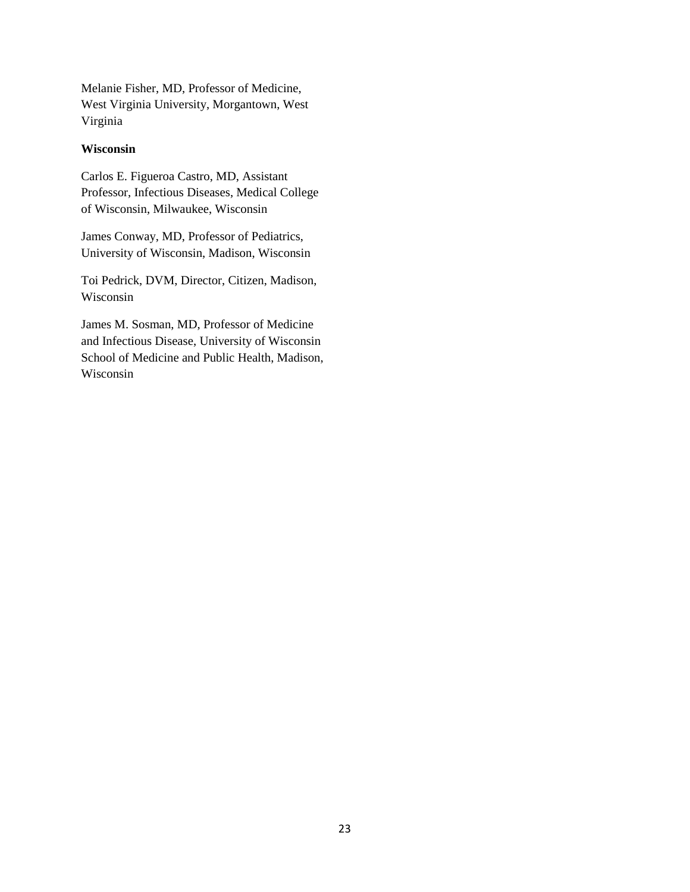Melanie Fisher, MD, Professor of Medicine, West Virginia University, Morgantown, West Virginia

**Wisconsin**

Carlos E. Figueroa Castro, MD, Assistant Professor, Infectious Diseases, Medical College of Wisconsin, Milwaukee, Wisconsin

James Conway, MD, Professor of Pediatrics, University of Wisconsin, Madison, Wisconsin

Toi Pedrick, DVM, Director, Citizen, Madison, Wisconsin

James M. Sosman, MD, Professor of Medicine and Infectious Disease, University of Wisconsin School of Medicine and Public Health, Madison, Wisconsin